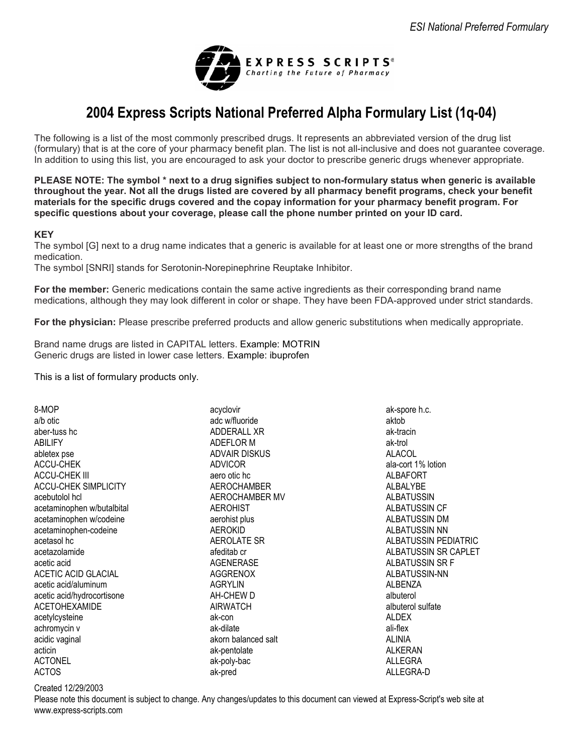# 2004 Express Scripts National Preferred Alpha Formulary List (1q-04)

The following is a list of the most commonly prescribed drugs. It represents an abbreviated version of the drug list (formulary) that is at the core of your pharmacy benefit plan. The list is not all-inclusive and does not guarantee coverage. In addition to using this list, you are encouraged to ask your doctor to prescribe generic drugs whenever appropriate.

**PLEASE NOTE: The symbol * next to a drug signifies subject to non-formulary status when generic is available throughout the year. Not all the drugs listed are covered by all pharmacy benefit programs, check your benefit materials for the specific drugs covered and the copay information for your pharmacy benefit program. For specific questions about your coverage, please call the phone number printed on your ID card.**

**KEY**

The symbol [G] next to a drug name indicates that a generic is available for at least one or more strengths of the brand medication.

The symbol [SNRI] stands for Serotonin-Norepinephrine Reuptake Inhibitor.

**For the member:** Generic medications contain the same active ingredients as their corresponding brand name medications, although they may look different in color or shape. They have been FDA-approved under strict standards.

**For the physician:** Please prescribe preferred products and allow generic substitutions when medically appropriate.

Brand name drugs are listed in CAPITAL letters. Example: MOTRIN
Generic drugs are listed in lower case letters. Example: ibuprofen

This is a list of formulary products only.

8-MOP
a/b otic
aber-tuss hc
ABILIFY
abletex pse
ACCU-CHEK
ACCU-CHEK III
ACCU-CHEK SIMPLICITY
acebutolol hcl
acetaminophen w/butalbital
acetaminophen w/codeine
acetaminophen-codeine
acetasol hc
acetazolamide
acetic acid
ACETIC ACID GLACIAL
acetic acid/aluminum
acetic acid/hydrocortisone
ACETOHEXAMIDE
acetylcysteine
achromycin v
acidic vaginal
acticin
ACTONEL
ACTOS
acyclovir
adc w/fluoride
ADDERALL XR
ADEFLOR M
ADVAIR DISKUS
ADVICOR
aero otic hc
AEROCHAMBER
AEROCHAMBER MV
AEROHIST
aerohist plus
AEROKID
AEROLATE SR
afeditab cr
AGENERASE
AGGRENOX
AGRYLIN
AH-CHEW D
AIRWATCH
ak-con
ak-dilate
akorn balanced salt
ak-pentolate
ak-poly-bac
ak-pred
ak-spore h.c.
aktob
ak-tracin
ak-trol
ALACOL
ala-cort 1% lotion
ALBAFORT
ALBALYBE
ALBATUSSIN
ALBATUSSIN CF
ALBATUSSIN DM
ALBATUSSIN NN
ALBATUSSIN PEDIATRIC
ALBATUSSIN SR CAPLET
ALBATUSSIN SR F
ALBATUSSIN-NN
ALBENZA
albuterol
albuterol sulfate
ALDEX
ali-flex
ALINIA
ALKERAN
ALLEGRA
ALLEGRA-D

Created 12/29/2003
Please note this document is subject to change. Any changes/updates to this document can viewed at Express-Script's web site at www.express-scripts.com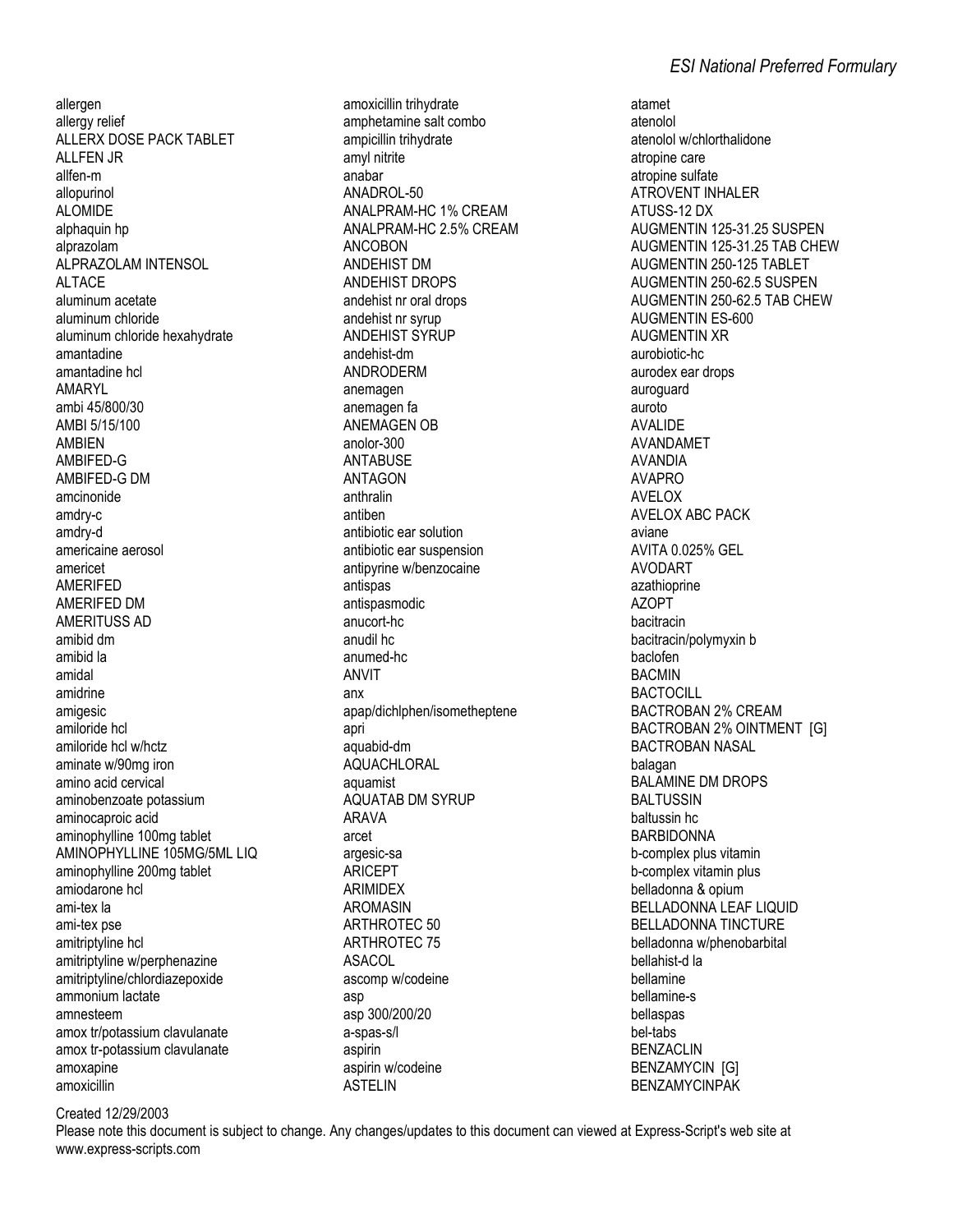allergen
allergy relief
ALLERX DOSE PACK TABLET
ALLFEN JR
allfen-m
allopurinol
ALOMIDE
alphaquin hp
alprazolam
ALPRAZOLAM INTENSOL
ALTACE
aluminum acetate
aluminum chloride
aluminum chloride hexahydrate
amantadine
amantadine hcl
AMARYL
ambi 45/800/30
AMBI 5/15/100
AMBIEN
AMBIFED-G
AMBIFED-G DM
amcinonide
amdry-c
amdry-d
americaine aerosol
americet
AMERIFED
AMERIFED DM
AMERITUSS AD
amibid dm
amibid la
amidal
amidrine
amigesic
amiloride hcl
amiloride hcl w/hctz
aminate w/90mg iron
amino acid cervical
aminobenzoate potassium
aminocaproic acid
aminophylline 100mg tablet
AMINOPHYLLINE 105MG/5ML LIQ
aminophylline 200mg tablet
amiodarone hcl
ami-tex la
ami-tex pse
amitriptyline hcl
amitriptyline w/perphenazine
amitriptyline/chlordiazepoxide
ammonium lactate
amnesteem
amox tr/potassium clavulanate
amox tr-potassium clavulanate
amoxapine
amoxicillin
amoxicillin trihydrate
amphetamine salt combo
ampicillin trihydrate
amyl nitrite
anabar
ANADROL-50
ANALPRAM-HC 1% CREAM
ANALPRAM-HC 2.5% CREAM
ANCOBON
ANDEHIST DM
ANDEHIST DROPS
andehist nr oral drops
andehist nr syrup
ANDEHIST SYRUP
andehist-dm
ANDRODERM
anemagen
anemagen fa
ANEMAGEN OB
anolor-300
ANTABUSE
ANTAGON
anthralin
antiben
antibiotic ear solution
antibiotic ear suspension
antipyrine w/benzocaine
antispas
antispasmodic
anucort-hc
anudil hc
anumed-hc
ANVIT
anx
apap/dichlphen/isometheptene
apri
aquabid-dm
AQUACHLORAL
aquamist
AQUATAB DM SYRUP
ARAVA
arcet
argesic-sa
ARICEPT
ARIMIDEX
AROMASIN
ARTHROTEC 50
ARTHROTEC 75
ASACOL
ascomp w/codeine
asp
asp 300/200/20
a-spas-s/l
aspirin
aspirin w/codeine
ASTELIN
atamet
atenolol
atenolol w/chlorthalidone
atropine care
atropine sulfate
ATROVENT INHALER
ATUSS-12 DX
AUGMENTIN 125-31.25 SUSPEN
AUGMENTIN 125-31.25 TAB CHEW
AUGMENTIN 250-125 TABLET
AUGMENTIN 250-62.5 SUSPEN
AUGMENTIN 250-62.5 TAB CHEW
AUGMENTIN ES-600
AUGMENTIN XR
aurobiotic-hc
aurodex ear drops
auroguard
auroto
AVALIDE
AVANDAMET
AVANDIA
AVAPRO
AVELOX
AVELOX ABC PACK
aviane
AVITA 0.025% GEL
AVODART
azathioprine
AZOPT
bacitracin
bacitracin/polymyxin b
baclofen
BACMIN
BACTOCILL
BACTROBAN 2% CREAM
BACTROBAN 2% OINTMENT [G]
BACTROBAN NASAL
balagan
BALAMINE DM DROPS
BALTUSSIN
baltussin hc
BARBIDONNA
b-complex plus vitamin
b-complex vitamin plus
belladonna & opium
BELLADONNA LEAF LIQUID
BELLADONNA TINCTURE
belladonna w/phenobarbital
bellahist-d la
bellamine
bellamine-s
bellaspas
bel-tabs
BENZACLIN
BENZAMYCIN [G]
BENZAMYCINPAK

Created 12/29/2003
Please note this document is subject to change. Any changes/updates to this document can viewed at Express-Script's web site at www.express-scripts.com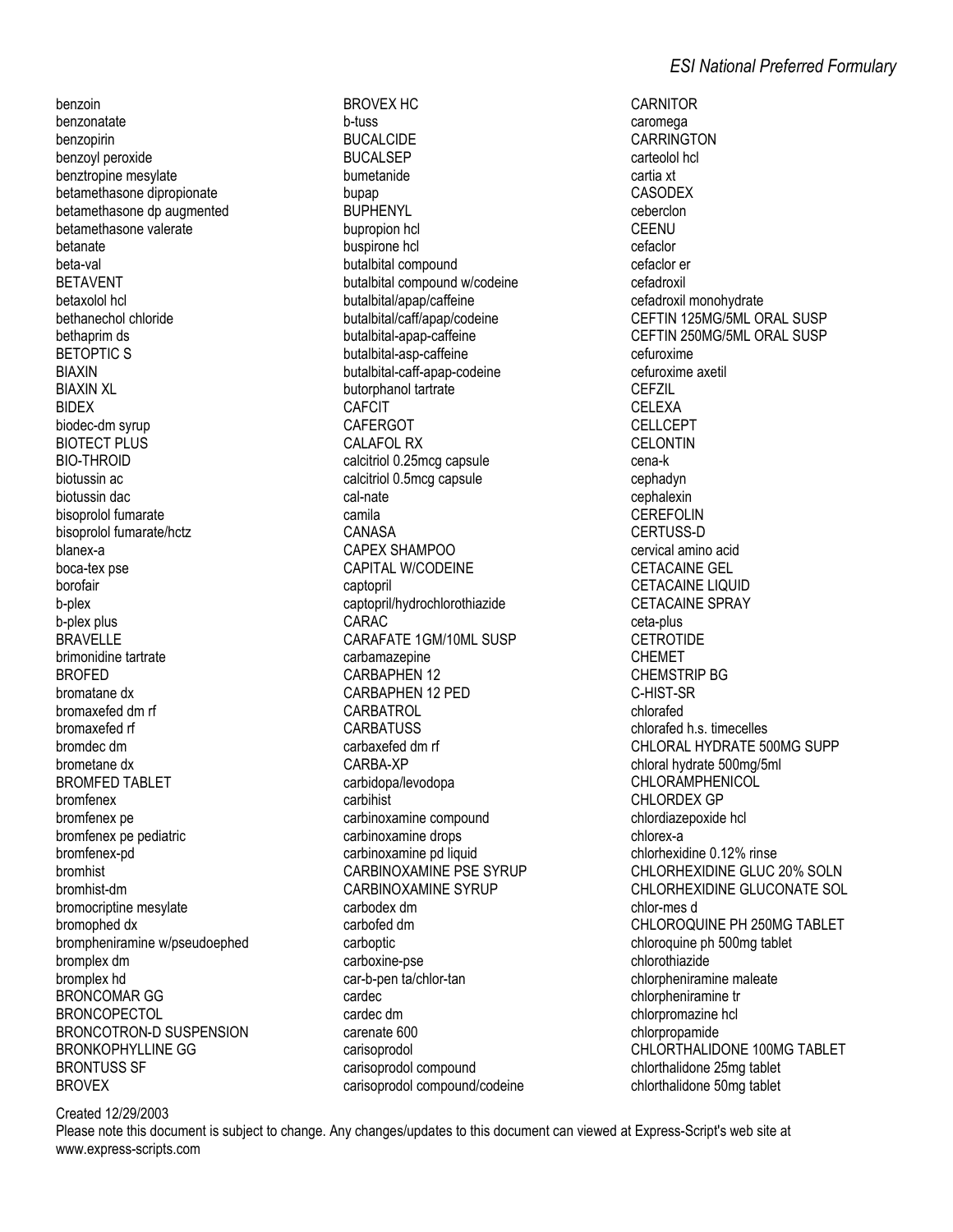benzoin
benzonatate
benzopirin
benzoyl peroxide
benztropine mesylate
betamethasone dipropionate
betamethasone dp augmented
betamethasone valerate
betanate
beta-val
BETAVENT
betaxolol hcl
bethanechol chloride
bethaprim ds
BETOPTIC S
BIAXIN
BIAXIN XL
BIDEX
biodec-dm syrup
BIOTECT PLUS
BIO-THROID
biotussin ac
biotussin dac
bisoprolol fumarate
bisoprolol fumarate/hctz
blanex-a
boca-tex pse
borofair
b-plex
b-plex plus
BRAVELLE
brimonidine tartrate
BROFED
bromatane dx
bromaxefed dm rf
bromaxefed rf
bromdec dm
brometane dx
BROMFED TABLET
bromfenex
bromfenex pe
bromfenex pe pediatric
bromfenex-pd
bromhist
bromhist-dm
bromocriptine mesylate
bromophed dx
brompheniramine w/pseudoephed
bromplex dm
bromplex hd
BRONCOMAR GG
BRONCOPECTOL
BRONCOTRON-D SUSPENSION
BRONKOPHYLLINE GG
BRONTUSS SF
BROVEX
BROVEX HC
b-tuss
BUCALCIDE
BUCALSEP
bumetanide
bupap
BUPHENYL
bupropion hcl
buspirone hcl
butalbital compound
butalbital compound w/codeine
butalbital/apap/caffeine
butalbital/caff/apap/codeine
butalbital-apap-caffeine
butalbital-asp-caffeine
butalbital-caff-apap-codeine
butorphanol tartrate
CAFCIT
CAFERGOT
CALAFOL RX
calcitriol 0.25mcg capsule
calcitriol 0.5mcg capsule
cal-nate
camila
CANASA
CAPEX SHAMPOO
CAPITAL W/CODEINE
captopril
captopril/hydrochlorothiazide
CARAC
CARAFATE 1GM/10ML SUSP
carbamazepine
CARBAPHEN 12
CARBAPHEN 12 PED
CARBATROL
CARBATUSS
carbaxefed dm rf
CARBA-XP
carbidopa/levodopa
carbihist
carbinoxamine compound
carbinoxamine drops
carbinoxamine pd liquid
CARBINOXAMINE PSE SYRUP
CARBINOXAMINE SYRUP
carbodex dm
carbofed dm
carboptic
carboxine-pse
car-b-pen ta/chlor-tan
cardec
cardec dm
carenate 600
carisoprodol
carisoprodol compound
carisoprodol compound/codeine
CARNITOR
caromega
CARRINGTON
carteolol hcl
cartia xt
CASODEX
ceberclon
CEENU
cefaclor
cefaclor er
cefadroxil
cefadroxil monohydrate
CEFTIN 125MG/5ML ORAL SUSP
CEFTIN 250MG/5ML ORAL SUSP
cefuroxime
cefuroxime axetil
CEFZIL
CELEXA
CELLCEPT
CELONTIN
cena-k
cephadyn
cephalexin
CEREFOLIN
CERTUSS-D
cervical amino acid
CETACAINE GEL
CETACAINE LIQUID
CETACAINE SPRAY
ceta-plus
CETROTIDE
CHEMET
CHEMSTRIP BG
C-HIST-SR
chlorafed
chlorafed h.s. timecelles
CHLORAL HYDRATE 500MG SUPP
chloral hydrate 500mg/5ml
CHLORAMPHENICOL
CHLORDEX GP
chlordiazepoxide hcl
chlorex-a
chlorhexidine 0.12% rinse
CHLORHEXIDINE GLUC 20% SOLN
CHLORHEXIDINE GLUCONATE SOL
chlor-mes d
CHLOROQUINE PH 250MG TABLET
chloroquine ph 500mg tablet
chlorothiazide
chlorpheniramine maleate
chlorpheniramine tr
chlorpromazine hcl
chlorpropamide
CHLORTHALIDONE 100MG TABLET
chlorthalidone 25mg tablet
chlorthalidone 50mg tablet

Created 12/29/2003
Please note this document is subject to change. Any changes/updates to this document can viewed at Express-Script's web site at www.express-scripts.com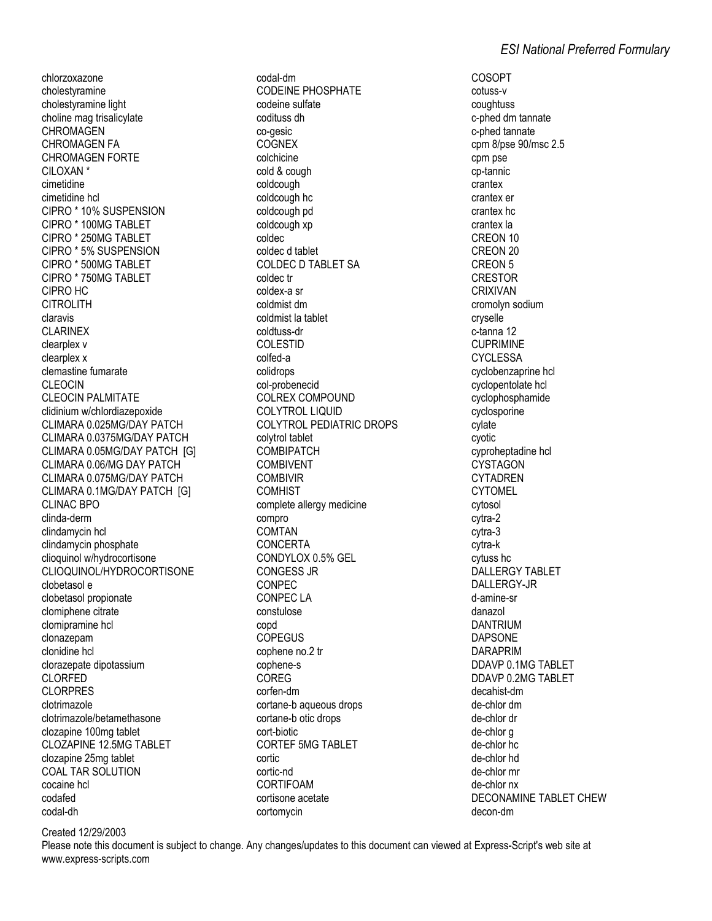chlorzoxazone
cholestyramine
cholestyramine light
choline mag trisalicylate
CHROMAGEN
CHROMAGEN FA
CHROMAGEN FORTE
CILOXAN *
cimetidine
cimetidine hcl
CIPRO * 10% SUSPENSION
CIPRO * 100MG TABLET
CIPRO * 250MG TABLET
CIPRO * 5% SUSPENSION
CIPRO * 500MG TABLET
CIPRO * 750MG TABLET
CIPRO HC
CITROLITH
claravis
CLARINEX
clearplex v
clearplex x
clemastine fumarate
CLEOCIN
CLEOCIN PALMITATE
clidinium w/chlordiazepoxide
CLIMARA 0.025MG/DAY PATCH
CLIMARA 0.0375MG/DAY PATCH
CLIMARA 0.05MG/DAY PATCH [G]
CLIMARA 0.06/MG DAY PATCH
CLIMARA 0.075MG/DAY PATCH
CLIMARA 0.1MG/DAY PATCH [G]
CLINAC BPO
clinda-derm
clindamycin hcl
clindamycin phosphate
clioquinol w/hydrocortisone
CLIOQUINOL/HYDROCORTISONE
clobetasol e
clobetasol propionate
clomiphene citrate
clomipramine hcl
clonazepam
clonidine hcl
clorazepate dipotassium
CLORFED
CLORPRES
clotrimazole
clotrimazole/betamethasone
clozapine 100mg tablet
CLOZAPINE 12.5MG TABLET
clozapine 25mg tablet
COAL TAR SOLUTION
cocaine hcl
codafed
codal-dh
codal-dm
CODEINE PHOSPHATE
codeine sulfate
codituss dh
co-gesic
COGNEX
colchicine
cold & cough
coldcough
coldcough hc
coldcough pd
coldcough xp
coldec
coldec d tablet
COLDEC D TABLET SA
coldec tr
coldex-a sr
coldmist dm
coldmist la tablet
coldtuss-dr
COLESTID
colfed-a
colidrops
col-probenecid
COLREX COMPOUND
COLYTROL LIQUID
COLYTROL PEDIATRIC DROPS
colytrol tablet
COMBIPATCH
COMBIVENT
COMBIVIR
COMHIST
complete allergy medicine
compro
COMTAN
CONCERTA
CONDYLOX 0.5% GEL
CONGESS JR
CONPEC
CONPEC LA
constulose
copd
COPEGUS
cophene no.2 tr
cophene-s
COREG
corfen-dm
cortane-b aqueous drops
cortane-b otic drops
cort-biotic
CORTEF 5MG TABLET
cortic
cortic-nd
CORTIFOAM
cortisone acetate
cortomycin
COSOPT
cotuss-v
coughtuss
c-phed dm tannate
c-phed tannate
cpm 8/pse 90/msc 2.5
cpm pse
cp-tannic
crantex
crantex er
crantex hc
crantex la
CREON 10
CREON 20
CREON 5
CRESTOR
CRIXIVAN
cromolyn sodium
cryselle
c-tanna 12
CUPRIMINE
CYCLESSA
cyclobenzaprine hcl
cyclopentolate hcl
cyclophosphamide
cyclosporine
cylate
cyotic
cyproheptadine hcl
CYSTAGON
CYTADREN
CYTOMEL
cytosol
cytra-2
cytra-3
cytra-k
cytuss hc
DALLERGY TABLET
DALLERGY-JR
d-amine-sr
danazol
DANTRIUM
DAPSONE
DARAPRIM
DDAVP 0.1MG TABLET
DDAVP 0.2MG TABLET
decahist-dm
de-chlor dm
de-chlor dr
de-chlor g
de-chlor hc
de-chlor hd
de-chlor mr
de-chlor nx
DECONAMINE TABLET CHEW
decon-dm

Created 12/29/2003
Please note this document is subject to change. Any changes/updates to this document can viewed at Express-Script's web site at www.express-scripts.com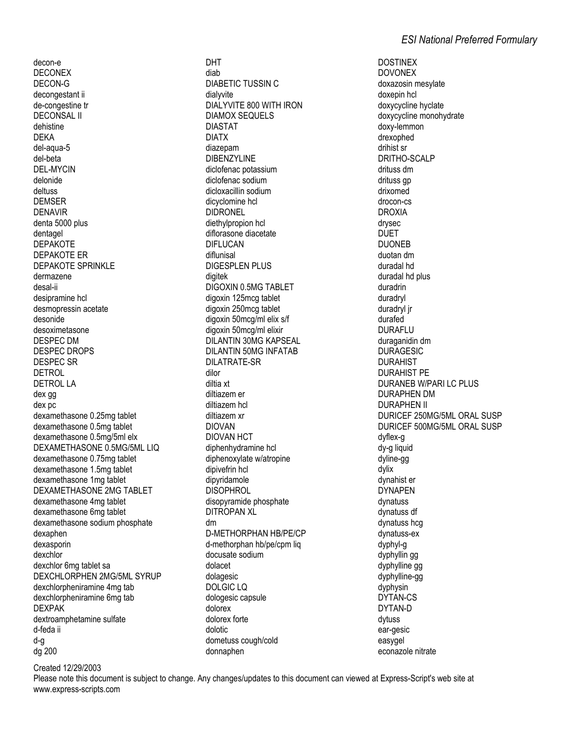decon-e
DECONEX
DECON-G
decongestant ii
de-congestine tr
DECONSAL II
dehistine
DEKA
del-aqua-5
del-beta
DEL-MYCIN
delonide
deltuss
DEMSER
DENAVIR
denta 5000 plus
dentagel
DEPAKOTE
DEPAKOTE ER
DEPAKOTE SPRINKLE
dermazene
desal-ii
desipramine hcl
desmopressin acetate
desonide
desoximetasone
DESPEC DM
DESPEC DROPS
DESPEC SR
DETROL
DETROL LA
dex gg
dex pc
dexamethasone 0.25mg tablet
dexamethasone 0.5mg tablet
dexamethasone 0.5mg/5ml elx
DEXAMETHASONE 0.5MG/5ML LIQ
dexamethasone 0.75mg tablet
dexamethasone 1.5mg tablet
dexamethasone 1mg tablet
DEXAMETHASONE 2MG TABLET
dexamethasone 4mg tablet
dexamethasone 6mg tablet
dexamethasone sodium phosphate
dexaphen
dexasporin
dexchlor
dexchlor 6mg tablet sa
DEXCHLORPHEN 2MG/5ML SYRUP
dexchlorpheniramine 4mg tab
dexchlorpheniramine 6mg tab
DEXPAK
dextroamphetamine sulfate
d-feda ii
d-g
dg 200
DHT
diab
DIABETIC TUSSIN C
dialyvite
DIALYVITE 800 WITH IRON
DIAMOX SEQUELS
DIASTAT
DIATX
diazepam
DIBENZYLINE
diclofenac potassium
diclofenac sodium
dicloxacillin sodium
dicyclomine hcl
DIDRONEL
diethylpropion hcl
diflorasone diacetate
DIFLUCAN
diflunisal
DIGESPLEN PLUS
digitek
DIGOXIN 0.5MG TABLET
digoxin 125mcg tablet
digoxin 250mcg tablet
digoxin 50mcg/ml elix s/f
digoxin 50mcg/ml elixir
DILANTIN 30MG KAPSEAL
DILANTIN 50MG INFATAB
DILATRATE-SR
dilor
diltia xt
diltiazem er
diltiazem hcl
diltiazem xr
DIOVAN
DIOVAN HCT
diphenhydramine hcl
diphenoxylate w/atropine
dipivefrin hcl
dipyridamole
DISOPHROL
disopyramide phosphate
DITROPAN XL
dm
D-METHORPHAN HB/PE/CP
d-methorphan hb/pe/cpm liq
docusate sodium
dolacet
dolagesic
DOLGIC LQ
dologesic capsule
dolorex
dolorex forte
dolotic
dometuss cough/cold
donnaphen
DOSTINEX
DOVONEX
doxazosin mesylate
doxepin hcl
doxycycline hyclate
doxycycline monohydrate
doxy-lemmon
drexophed
drihist sr
DRITHO-SCALP
drituss dm
drituss gp
drixomed
drocon-cs
DROXIA
drysec
DUET
DUONEB
duotan dm
duradal hd
duradal hd plus
duradrin
duradryl
duradryl jr
durafed
DURAFLU
duraganidin dm
DURAGESIC
DURAHIST
DURAHIST PE
DURANEB W/PARI LC PLUS
DURAPHEN DM
DURAPHEN II
DURICEF 250MG/5ML ORAL SUSP
DURICEF 500MG/5ML ORAL SUSP
dyflex-g
dy-g liquid
dyline-gg
dylix
dynahist er
DYNAPEN
dynatuss
dynatuss df
dynatuss hcg
dynatuss-ex
dyphyl-g
dyphyllin gg
dyphylline gg
dyphylline-gg
dyphysin
DYTAN-CS
DYTAN-D
dytuss
ear-gesic
easygel
econazole nitrate

Created 12/29/2003
Please note this document is subject to change. Any changes/updates to this document can viewed at Express-Script's web site at www.express-scripts.com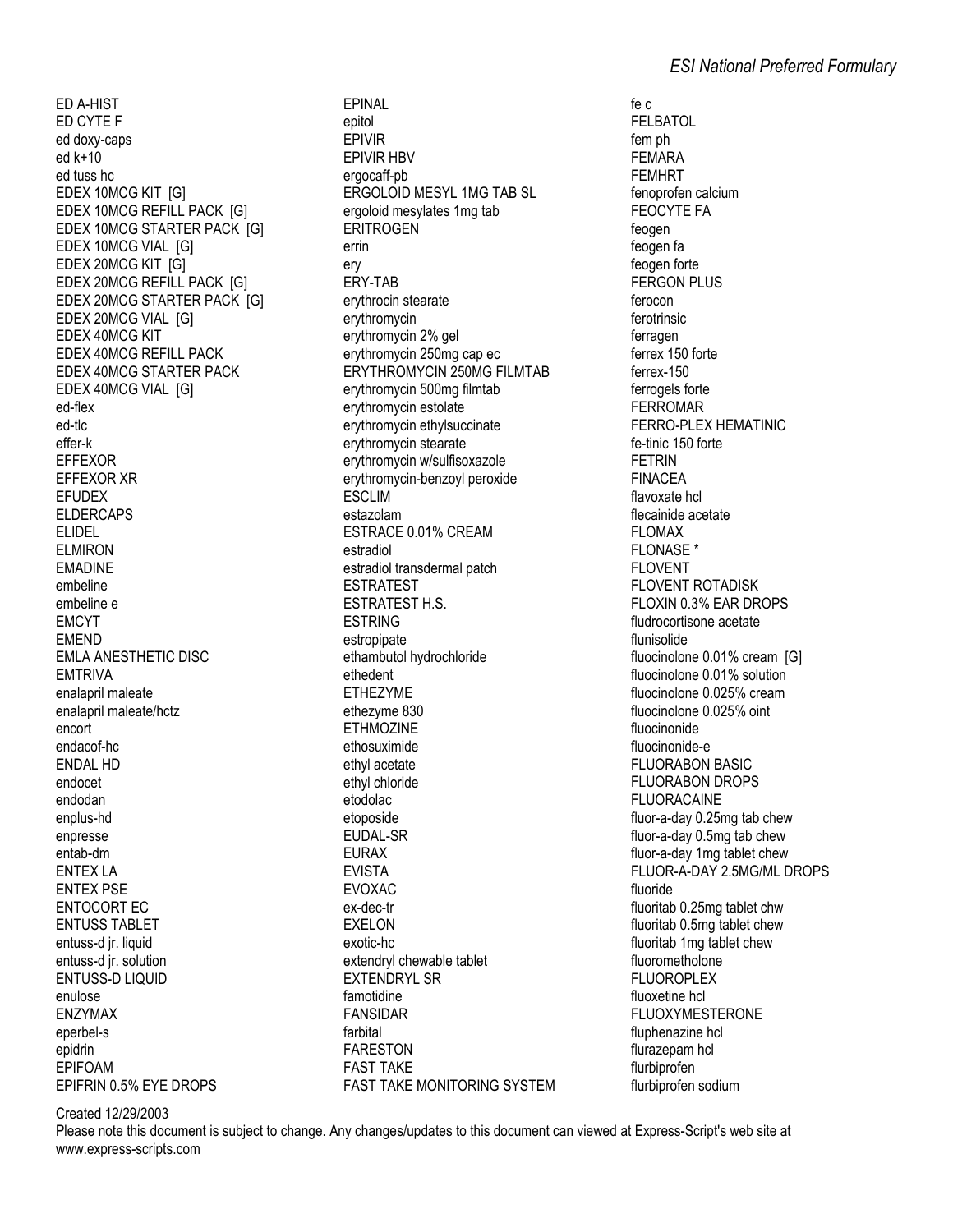ED A-HIST
ED CYTE F
ed doxy-caps
ed k+10
ed tuss hc
EDEX 10MCG KIT [G]
EDEX 10MCG REFILL PACK [G]
EDEX 10MCG STARTER PACK [G]
EDEX 10MCG VIAL [G]
EDEX 20MCG KIT [G]
EDEX 20MCG REFILL PACK [G]
EDEX 20MCG STARTER PACK [G]
EDEX 20MCG VIAL [G]
EDEX 40MCG KIT
EDEX 40MCG REFILL PACK
EDEX 40MCG STARTER PACK
EDEX 40MCG VIAL [G]
ed-flex
ed-tlc
effer-k
EFFEXOR
EFFEXOR XR
EFUDEX
ELDERCAPS
ELIDEL
ELMIRON
EMADINE
embeline
embeline e
EMCYT
EMEND
EMLA ANESTHETIC DISC
EMTRIVA
enalapril maleate
enalapril maleate/hctz
encort
endacof-hc
ENDAL HD
endocet
endodan
enplus-hd
enpresse
entab-dm
ENTEX LA
ENTEX PSE
ENTOCORT EC
ENTUSS TABLET
entuss-d jr. liquid
entuss-d jr. solution
ENTUSS-D LIQUID
enulose
ENZYMAX
eperbel-s
epidrin
EPIFOAM
EPIFRIN 0.5% EYE DROPS
EPINAL
epitol
EPIVIR
EPIVIR HBV
ergocaff-pb
ERGOLOID MESYL 1MG TAB SL
ergoloid mesylates 1mg tab
ERITROGEN
errin
ery
ERY-TAB
erythrocin stearate
erythromycin
erythromycin 2% gel
erythromycin 250mg cap ec
ERYTHROMYCIN 250MG FILMTAB
erythromycin 500mg filmtab
erythromycin estolate
erythromycin ethylsuccinate
erythromycin stearate
erythromycin w/sulfisoxazole
erythromycin-benzoyl peroxide
ESCLIM
estazolam
ESTRACE 0.01% CREAM
estradiol
estradiol transdermal patch
ESTRATEST
ESTRATEST H.S.
ESTRING
estropipate
ethambutol hydrochloride
ethedent
ETHEZYME
ethezyme 830
ETHMOZINE
ethosuximide
ethyl acetate
ethyl chloride
etodolac
etoposide
EUDAL-SR
EURAX
EVISTA
EVOXAC
ex-dec-tr
EXELON
exotic-hc
extendryl chewable tablet
EXTENDRYL SR
famotidine
FANSIDAR
farbital
FARESTON
FAST TAKE
FAST TAKE MONITORING SYSTEM
fe c
FELBATOL
fem ph
FEMARA
FEMHRT
fenoprofen calcium
FEOCYTE FA
feogen
feogen fa
feogen forte
FERGON PLUS
ferocon
ferotrinsic
ferragen
ferrex 150 forte
ferrex-150
ferrogels forte
FERROMAR
FERRO-PLEX HEMATINIC
fe-tinic 150 forte
FETRIN
FINACEA
flavoxate hcl
flecainide acetate
FLOMAX
FLONASE *
FLOVENT
FLOVENT ROTADISK
FLOXIN 0.3% EAR DROPS
fludrocortisone acetate
flunisolide
fluocinolone 0.01% cream [G]
fluocinolone 0.01% solution
fluocinolone 0.025% cream
fluocinolone 0.025% oint
fluocinonide
fluocinonide-e
FLUORABON BASIC
FLUORABON DROPS
FLUORACAINE
fluor-a-day 0.25mg tab chew
fluor-a-day 0.5mg tab chew
fluor-a-day 1mg tablet chew
FLUOR-A-DAY 2.5MG/ML DROPS
fluoride
fluoritab 0.25mg tablet chw
fluoritab 0.5mg tablet chew
fluoritab 1mg tablet chew
fluorometholone
FLUOROPLEX
fluoxetine hcl
FLUOXYMESTERONE
fluphenazine hcl
flurazepam hcl
flurbiprofen
flurbiprofen sodium

Created 12/29/2003
Please note this document is subject to change. Any changes/updates to this document can viewed at Express-Script's web site at www.express-scripts.com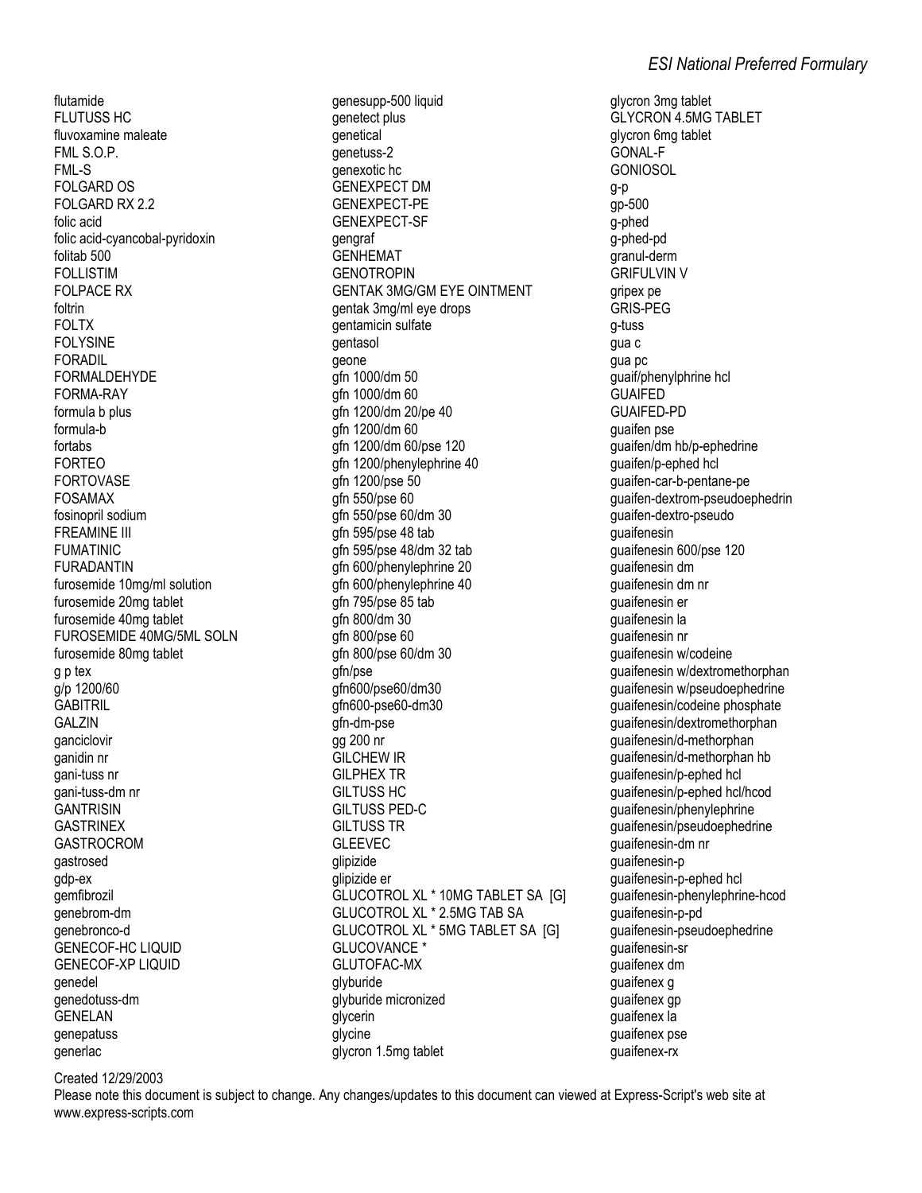flutamide
FLUTUSS HC
fluvoxamine maleate
FML S.O.P.
FML-S
FOLGARD OS
FOLGARD RX 2.2
folic acid
folic acid-cyancobal-pyridoxin
folitab 500
FOLLISTIM
FOLPACE RX
foltrin
FOLTX
FOLYSINE
FORADIL
FORMALDEHYDE
FORMA-RAY
formula b plus
formula-b
fortabs
FORTEO
FORTOVASE
FOSAMAX
fosinopril sodium
FREAMINE III
FUMATINIC
FURADANTIN
furosemide 10mg/ml solution
furosemide 20mg tablet
furosemide 40mg tablet
FUROSEMIDE 40MG/5ML SOLN
furosemide 80mg tablet
g p tex
g/p 1200/60
GABITRIL
GALZIN
ganciclovir
ganidin nr
gani-tuss nr
gani-tuss-dm nr
GANTRISIN
GASTRINEX
GASTROCROM
gastrosed
gdp-ex
gemfibrozil
genebrom-dm
genebronco-d
GENECOF-HC LIQUID
GENECOF-XP LIQUID
genedel
genedotuss-dm
GENELAN
genepatuss
generlac
genesupp-500 liquid
genetect plus
genetical
genetuss-2
genexotic hc
GENEXPECT DM
GENEXPECT-PE
GENEXPECT-SF
gengraf
GENHEMAT
GENOTROPIN
GENTAK 3MG/GM EYE OINTMENT
gentak 3mg/ml eye drops
gentamicin sulfate
gentasol
geone
gfn 1000/dm 50
gfn 1000/dm 60
gfn 1200/dm 20/pe 40
gfn 1200/dm 60
gfn 1200/dm 60/pse 120
gfn 1200/phenylephrine 40
gfn 1200/pse 50
gfn 550/pse 60
gfn 550/pse 60/dm 30
gfn 595/pse 48 tab
gfn 595/pse 48/dm 32 tab
gfn 600/phenylephrine 20
gfn 600/phenylephrine 40
gfn 795/pse 85 tab
gfn 800/dm 30
gfn 800/pse 60
gfn 800/pse 60/dm 30
gfn/pse
gfn600/pse60/dm30
gfn600-pse60-dm30
gfn-dm-pse
gg 200 nr
GILCHEW IR
GILPHEX TR
GILTUSS HC
GILTUSS PED-C
GILTUSS TR
GLEEVEC
glipizide
glipizide er
GLUCOTROL XL * 10MG TABLET SA [G]
GLUCOTROL XL * 2.5MG TAB SA
GLUCOTROL XL * 5MG TABLET SA [G]
GLUCOVANCE *
GLUTOFAC-MX
glyburide
glyburide micronized
glycerin
glycine
glycron 1.5mg tablet
glycron 3mg tablet
GLYCRON 4.5MG TABLET
glycron 6mg tablet
GONAL-F
GONIOSOL
g-p
gp-500
g-phed
g-phed-pd
granul-derm
GRIFULVIN V
gripex pe
GRIS-PEG
g-tuss
gua c
gua pc
guaif/phenylphrine hcl
GUAIFED
GUAIFED-PD
guaifen pse
guaifen/dm hb/p-ephedrine
guaifen/p-ephed hcl
guaifen-car-b-pentane-pe
guaifen-dextrom-pseudoephedrin
guaifen-dextro-pseudo
guaifenesin
guaifenesin 600/pse 120
guaifenesin dm
guaifenesin dm nr
guaifenesin er
guaifenesin la
guaifenesin nr
guaifenesin w/codeine
guaifenesin w/dextromethorphan
guaifenesin w/pseudoephedrine
guaifenesin/codeine phosphate
guaifenesin/dextromethorphan
guaifenesin/d-methorphan
guaifenesin/d-methorphan hb
guaifenesin/p-ephed hcl
guaifenesin/p-ephed hcl/hcod
guaifenesin/phenylephrine
guaifenesin/pseudoephedrine
guaifenesin-dm nr
guaifenesin-p
guaifenesin-p-ephed hcl
guaifenesin-phenylephrine-hcod
guaifenesin-p-pd
guaifenesin-pseudoephedrine
guaifenesin-sr
guaifenex dm
guaifenex g
guaifenex gp
guaifenex la
guaifenex pse
guaifenex-rx

Created 12/29/2003
Please note this document is subject to change. Any changes/updates to this document can viewed at Express-Script's web site at www.express-scripts.com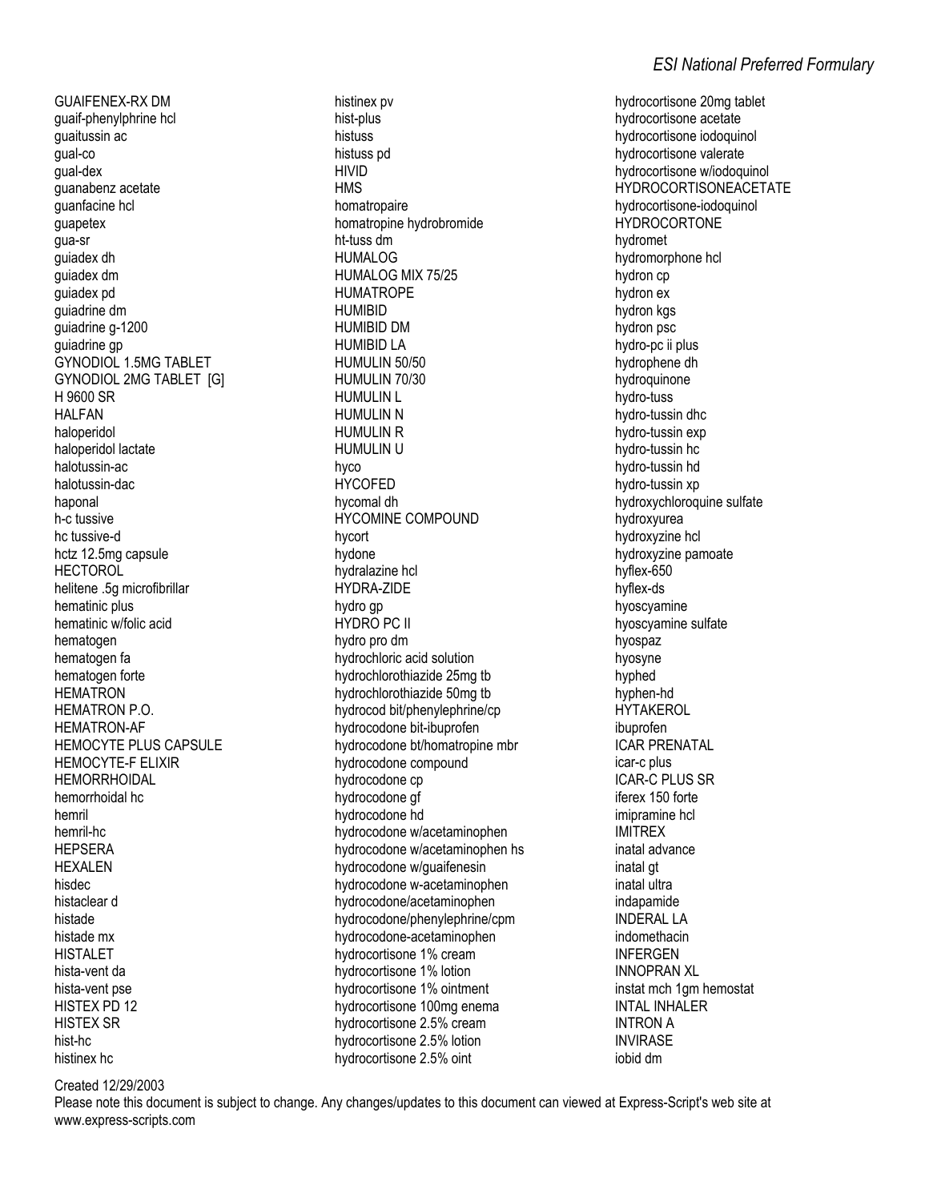GUAIFENEX-RX DM
guaif-phenylphrine hcl
guaitussin ac
gual-co
gual-dex
guanabenz acetate
guanfacine hcl
guapetex
gua-sr
guiadex dh
guiadex dm
guiadex pd
guiadrine dm
guiadrine g-1200
guiadrine gp
GYNODIOL 1.5MG TABLET
GYNODIOL 2MG TABLET [G]
H 9600 SR
HALFAN
haloperidol
haloperidol lactate
halotussin-ac
halotussin-dac
haponal
h-c tussive
hc tussive-d
hctz 12.5mg capsule
HECTOROL
helitene .5g microfibrillar
hematinic plus
hematinic w/folic acid
hematogen
hematogen fa
hematogen forte
HEMATRON
HEMATRON P.O.
HEMATRON-AF
HEMOCYTE PLUS CAPSULE
HEMOCYTE-F ELIXIR
HEMORRHOIDAL
hemorrhoidal hc
hemril
hemril-hc
HEPSERA
HEXALEN
hisdec
histaclear d
histade
histade mx
HISTALET
hista-vent da
hista-vent pse
HISTEX PD 12
HISTEX SR
hist-hc
histinex hc
histinex pv
hist-plus
histuss
histuss pd
HIVID
HMS
homatropaire
homatropine hydrobromide
ht-tuss dm
HUMALOG
HUMALOG MIX 75/25
HUMATROPE
HUMIBID
HUMIBID DM
HUMIBID LA
HUMULIN 50/50
HUMULIN 70/30
HUMULIN L
HUMULIN N
HUMULIN R
HUMULIN U
hyco
HYCOFED
hycomal dh
HYCOMINE COMPOUND
hycort
hydone
hydralazine hcl
HYDRA-ZIDE
hydro gp
HYDRO PC II
hydro pro dm
hydrochloric acid solution
hydrochlorothiazide 25mg tb
hydrochlorothiazide 50mg tb
hydrocod bit/phenylephrine/cp
hydrocodone bit-ibuprofen
hydrocodone bt/homatropine mbr
hydrocodone compound
hydrocodone cp
hydrocodone gf
hydrocodone hd
hydrocodone w/acetaminophen
hydrocodone w/acetaminophen hs
hydrocodone w/guaifenesin
hydrocodone w-acetaminophen
hydrocodone/acetaminophen
hydrocodone/phenylephrine/cpm
hydrocodone-acetaminophen
hydrocortisone 1% cream
hydrocortisone 1% lotion
hydrocortisone 1% ointment
hydrocortisone 100mg enema
hydrocortisone 2.5% cream
hydrocortisone 2.5% lotion
hydrocortisone 2.5% oint
hydrocortisone 20mg tablet
hydrocortisone acetate
hydrocortisone iodoquinol
hydrocortisone valerate
hydrocortisone w/iodoquinol
HYDROCORTISONEACETATE
hydrocortisone-iodoquinol
HYDROCORTONE
hydromet
hydromorphone hcl
hydron cp
hydron ex
hydron kgs
hydron psc
hydro-pc ii plus
hydrophene dh
hydroquinone
hydro-tuss
hydro-tussin dhc
hydro-tussin exp
hydro-tussin hc
hydro-tussin hd
hydro-tussin xp
hydroxychloroquine sulfate
hydroxyurea
hydroxyzine hcl
hydroxyzine pamoate
hyflex-650
hyflex-ds
hyoscyamine
hyoscyamine sulfate
hyospaz
hyosyne
hyphed
hyphen-hd
HYTAKEROL
ibuprofen
ICAR PRENATAL
icar-c plus
ICAR-C PLUS SR
iferex 150 forte
imipramine hcl
IMITREX
inatal advance
inatal gt
inatal ultra
indapamide
INDERAL LA
indomethacin
INFERGEN
INNOPRAN XL
instat mch 1gm hemostat
INTAL INHALER
INTRON A
INVIRASE
iobid dm

Created 12/29/2003
Please note this document is subject to change. Any changes/updates to this document can viewed at Express-Script's web site at www.express-scripts.com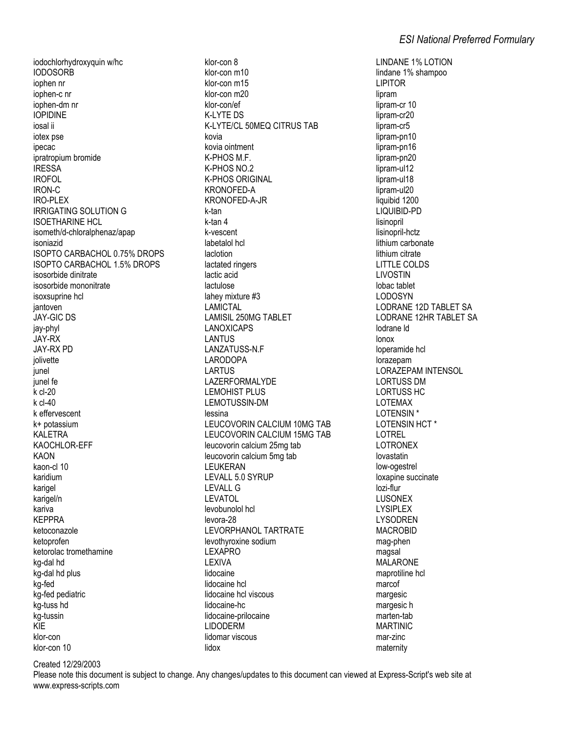iodochlorhydroxyquin w/hc
IODOSORB
iophen nr
iophen-c nr
iophen-dm nr
IOPIDINE
iosal ii
iotex pse
ipecac
ipratropium bromide
IRESSA
IROFOL
IRON-C
IRO-PLEX
IRRIGATING SOLUTION G
ISOETHARINE HCL
isometh/d-chloralphenaz/apap
isoniazid
ISOPTO CARBACHOL 0.75% DROPS
ISOPTO CARBACHOL 1.5% DROPS
isosorbide dinitrate
isosorbide mononitrate
isoxsuprine hcl
jantoven
JAY-GIC DS
jay-phyl
JAY-RX
JAY-RX PD
jolivette
junel
junel fe
k cl-20
k cl-40
k effervescent
k+ potassium
KALETRA
KAOCHLOR-EFF
KAON
kaon-cl 10
karidium
karigel
karigel/n
kariva
KEPPRA
ketoconazole
ketoprofen
ketorolac tromethamine
kg-dal hd
kg-dal hd plus
kg-fed
kg-fed pediatric
kg-tuss hd
kg-tussin
KIE
klor-con
klor-con 10
klor-con 8
klor-con m10
klor-con m15
klor-con m20
klor-con/ef
K-LYTE DS
K-LYTE/CL 50MEQ CITRUS TAB
kovia
kovia ointment
K-PHOS M.F.
K-PHOS NO.2
K-PHOS ORIGINAL
KRONOFED-A
KRONOFED-A-JR
k-tan
k-tan 4
k-vescent
labetalol hcl
laclotion
lactated ringers
lactic acid
lactulose
lahey mixture #3
LAMICTAL
LAMISIL 250MG TABLET
LANOXICAPS
LANTUS
LANZATUSS-N.F
LARODOPA
LARTUS
LAZERFORMALYDE
LEMOHIST PLUS
LEMOTUSSIN-DM
lessina
LEUCOVORIN CALCIUM 10MG TAB
LEUCOVORIN CALCIUM 15MG TAB
leucovorin calcium 25mg tab
leucovorin calcium 5mg tab
LEUKERAN
LEVALL 5.0 SYRUP
LEVALL G
LEVATOL
levobunolol hcl
levora-28
LEVORPHANOL TARTRATE
levothyroxine sodium
LEXAPRO
LEXIVA
lidocaine
lidocaine hcl
lidocaine hcl viscous
lidocaine-hc
lidocaine-prilocaine
LIDODERM
lidomar viscous
lidox
LINDANE 1% LOTION
lindane 1% shampoo
LIPITOR
lipram
lipram-cr 10
lipram-cr20
lipram-cr5
lipram-pn10
lipram-pn16
lipram-pn20
lipram-ul12
lipram-ul18
lipram-ul20
liquibid 1200
LIQUIBID-PD
lisinopril
lisinopril-hctz
lithium carbonate
lithium citrate
LITTLE COLDS
LIVOSTIN
lobac tablet
LODOSYN
LODRANE 12D TABLET SA
LODRANE 12HR TABLET SA
lodrane ld
lonox
loperamide hcl
lorazepam
LORAZEPAM INTENSOL
LORTUSS DM
LORTUSS HC
LOTEMAX
LOTENSIN *
LOTENSIN HCT *
LOTREL
LOTRONEX
lovastatin
low-ogestrel
loxapine succinate
lozi-flur
LUSONEX
LYSIPLEX
LYSODREN
MACROBID
mag-phen
magsal
MALARONE
maprotiline hcl
marcof
margesic
margesic h
marten-tab
MARTINIC
mar-zinc
maternity

Created 12/29/2003
Please note this document is subject to change. Any changes/updates to this document can viewed at Express-Script's web site at www.express-scripts.com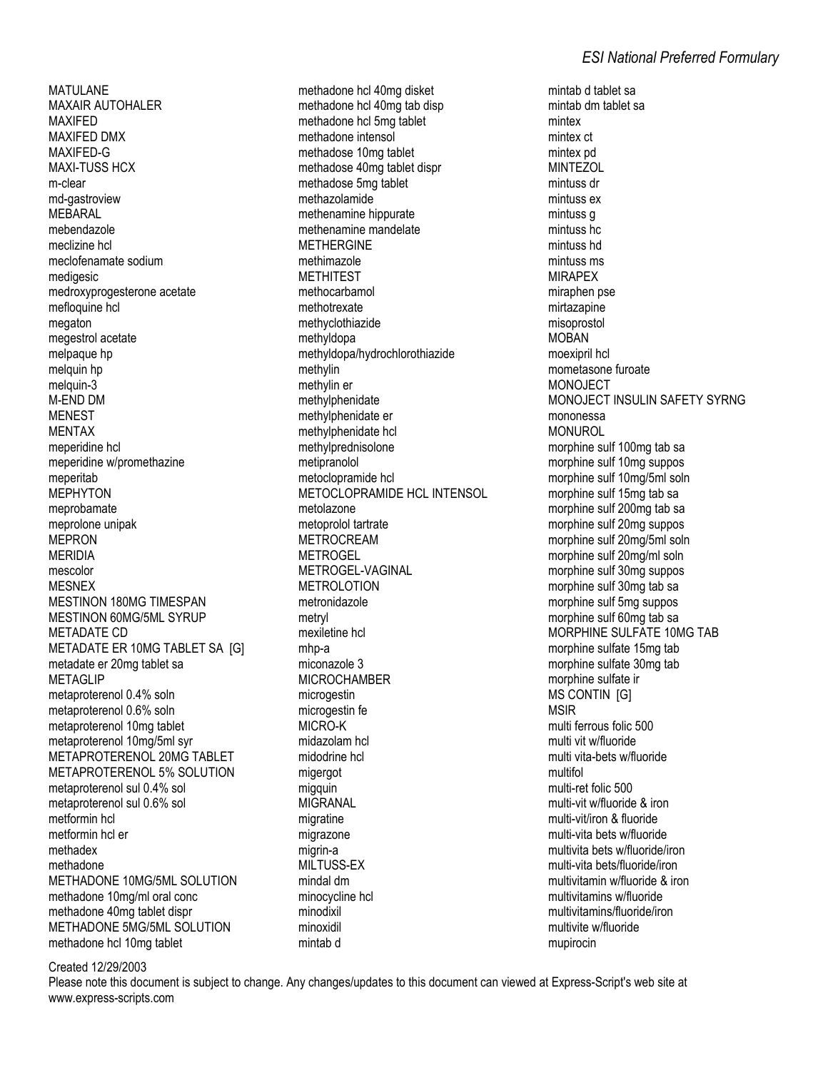MATULANE
MAXAIR AUTOHALER
MAXIFED
MAXIFED DMX
MAXIFED-G
MAXI-TUSS HCX
m-clear
md-gastroview
MEBARAL
mebendazole
meclizine hcl
meclofenamate sodium
medigesic
medroxyprogesterone acetate
mefloquine hcl
megaton
megestrol acetate
melpaque hp
melquin hp
melquin-3
M-END DM
MENEST
MENTAX
meperidine hcl
meperidine w/promethazine
meperitab
MEPHYTON
meprobamate
meprolone unipak
MEPRON
MERIDIA
mescolor
MESNEX
MESTINON 180MG TIMESPAN
MESTINON 60MG/5ML SYRUP
METADATE CD
METADATE ER 10MG TABLET SA [G]
metadate er 20mg tablet sa
METAGLIP
metaproterenol 0.4% soln
metaproterenol 0.6% soln
metaproterenol 10mg tablet
metaproterenol 10mg/5ml syr
METAPROTERENOL 20MG TABLET
METAPROTERENOL 5% SOLUTION
metaproterenol sul 0.4% sol
metaproterenol sul 0.6% sol
metformin hcl
metformin hcl er
methadex
methadone
METHADONE 10MG/5ML SOLUTION
methadone 10mg/ml oral conc
methadone 40mg tablet dispr
METHADONE 5MG/5ML SOLUTION
methadone hcl 10mg tablet
methadone hcl 40mg disket
methadone hcl 40mg tab disp
methadone hcl 5mg tablet
methadone intensol
methadose 10mg tablet
methadose 40mg tablet dispr
methadose 5mg tablet
methazolamide
methenamine hippurate
methenamine mandelate
METHERGINE
methimazole
METHITEST
methocarbamol
methotrexate
methyclothiazide
methyldopa
methyldopa/hydrochlorothiazide
methylin
methylin er
methylphenidate
methylphenidate er
methylphenidate hcl
methylprednisolone
metipranolol
metoclopramide hcl
METOCLOPRAMIDE HCL INTENSOL
metolazone
metoprolol tartrate
METROCREAM
METROGEL
METROGEL-VAGINAL
METROLOTION
metronidazole
metryl
mexiletine hcl
mhp-a
miconazole 3
MICROCHAMBER
microgestin
microgestin fe
MICRO-K
midazolam hcl
midodrine hcl
migergot
migquin
MIGRANAL
migratine
migrazone
migrin-a
MILTUSS-EX
mindal dm
minocycline hcl
minodixil
minoxidil
mintab d
mintab d tablet sa
mintab dm tablet sa
mintex
mintex ct
mintex pd
MINTEZOL
mintuss dr
mintuss ex
mintuss g
mintuss hc
mintuss hd
mintuss ms
MIRAPEX
miraphen pse
mirtazapine
misoprostol
MOBAN
moexipril hcl
mometasone furoate
MONOJECT
MONOJECT INSULIN SAFETY SYRNG
mononessa
MONUROL
morphine sulf 100mg tab sa
morphine sulf 10mg suppos
morphine sulf 10mg/5ml soln
morphine sulf 15mg tab sa
morphine sulf 200mg tab sa
morphine sulf 20mg suppos
morphine sulf 20mg/5ml soln
morphine sulf 20mg/ml soln
morphine sulf 30mg suppos
morphine sulf 30mg tab sa
morphine sulf 5mg suppos
morphine sulf 60mg tab sa
MORPHINE SULFATE 10MG TAB
morphine sulfate 15mg tab
morphine sulfate 30mg tab
morphine sulfate ir
MS CONTIN [G]
MSIR
multi ferrous folic 500
multi vit w/fluoride
multi vita-bets w/fluoride
multifol
multi-ret folic 500
multi-vit w/fluoride & iron
multi-vit/iron & fluoride
multi-vita bets w/fluoride
multivita bets w/fluoride/iron
multi-vita bets/fluoride/iron
multivitamin w/fluoride & iron
multivitamins w/fluoride
multivitamins/fluoride/iron
multivite w/fluoride
mupirocin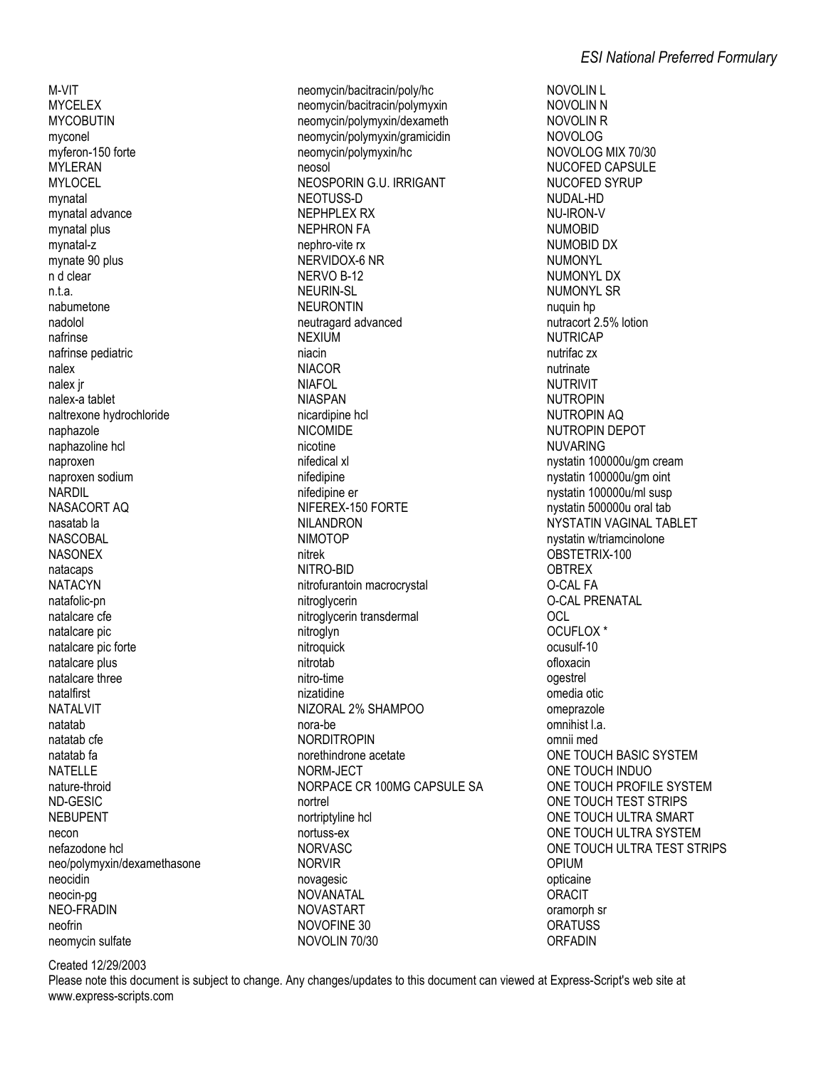M-VIT
MYCELEX
MYCOBUTIN
myconel
myferon-150 forte
MYLERAN
MYLOCEL
mynatal
mynatal advance
mynatal plus
mynatal-z
mynate 90 plus
n d clear
n.t.a.
nabumetone
nadolol
nafrinse
nafrinse pediatric
nalex
nalex jr
nalex-a tablet
naltrexone hydrochloride
naphazole
naphazoline hcl
naproxen
naproxen sodium
NARDIL
NASACORT AQ
nasatab la
NASCOBAL
NASONEX
natacaps
NATACYN
natafolic-pn
natalcare cfe
natalcare pic
natalcare pic forte
natalcare plus
natalcare three
natalfirst
NATALVIT
natatab
natatab cfe
natatab fa
NATELLE
nature-throid
ND-GESIC
NEBUPENT
necon
nefazodone hcl
neo/polymyxin/dexamethasone
neocidin
neocin-pg
NEO-FRADIN
neofrin
neomycin sulfate
neomycin/bacitracin/poly/hc
neomycin/bacitracin/polymyxin
neomycin/polymyxin/dexameth
neomycin/polymyxin/gramicidin
neomycin/polymyxin/hc
neosol
NEOSPORIN G.U. IRRIGANT
NEOTUSS-D
NEPHPLEX RX
NEPHRON FA
nephro-vite rx
NERVIDOX-6 NR
NERVO B-12
NEURIN-SL
NEURONTIN
neutragard advanced
NEXIUM
niacin
NIACOR
NIAFOL
NIASPAN
nicardipine hcl
NICOMIDE
nicotine
nifedical xl
nifedipine
nifedipine er
NIFEREX-150 FORTE
NILANDRON
NIMOTOP
nitrek
NITRO-BID
nitrofurantoin macrocrystal
nitroglycerin
nitroglycerin transdermal
nitroglyn
nitroquick
nitrotab
nitro-time
nizatidine
NIZORAL 2% SHAMPOO
nora-be
NORDITROPIN
norethindrone acetate
NORM-JECT
NORPACE CR 100MG CAPSULE SA
nortrel
nortriptyline hcl
nortuss-ex
NORVASC
NORVIR
novagesic
NOVANATAL
NOVASTART
NOVOFINE 30
NOVOLIN 70/30
NOVOLIN L
NOVOLIN N
NOVOLIN R
NOVOLOG
NOVOLOG MIX 70/30
NUCOFED CAPSULE
NUCOFED SYRUP
NUDAL-HD
NU-IRON-V
NUMOBID
NUMOBID DX
NUMONYL
NUMONYL DX
NUMONYL SR
nuquin hp
nutracort 2.5% lotion
NUTRICAP
nutrifac zx
nutrinate
NUTRIVIT
NUTROPIN
NUTROPIN AQ
NUTROPIN DEPOT
NUVARING
nystatin 100000u/gm cream
nystatin 100000u/gm oint
nystatin 100000u/ml susp
nystatin 500000u oral tab
NYSTATIN VAGINAL TABLET
nystatin w/triamcinolone
OBSTETRIX-100
OBTREX
O-CAL FA
O-CAL PRENATAL
OCL
OCUFLOX *
ocusulf-10
ofloxacin
ogestrel
omedia otic
omeprazole
omnihist l.a.
omnii med
ONE TOUCH BASIC SYSTEM
ONE TOUCH INDUO
ONE TOUCH PROFILE SYSTEM
ONE TOUCH TEST STRIPS
ONE TOUCH ULTRA SMART
ONE TOUCH ULTRA SYSTEM
ONE TOUCH ULTRA TEST STRIPS
OPIUM
opticaine
ORACIT
oramorph sr
ORATUSS
ORFADIN

Created 12/29/2003
Please note this document is subject to change. Any changes/updates to this document can viewed at Express-Script's web site at www.express-scripts.com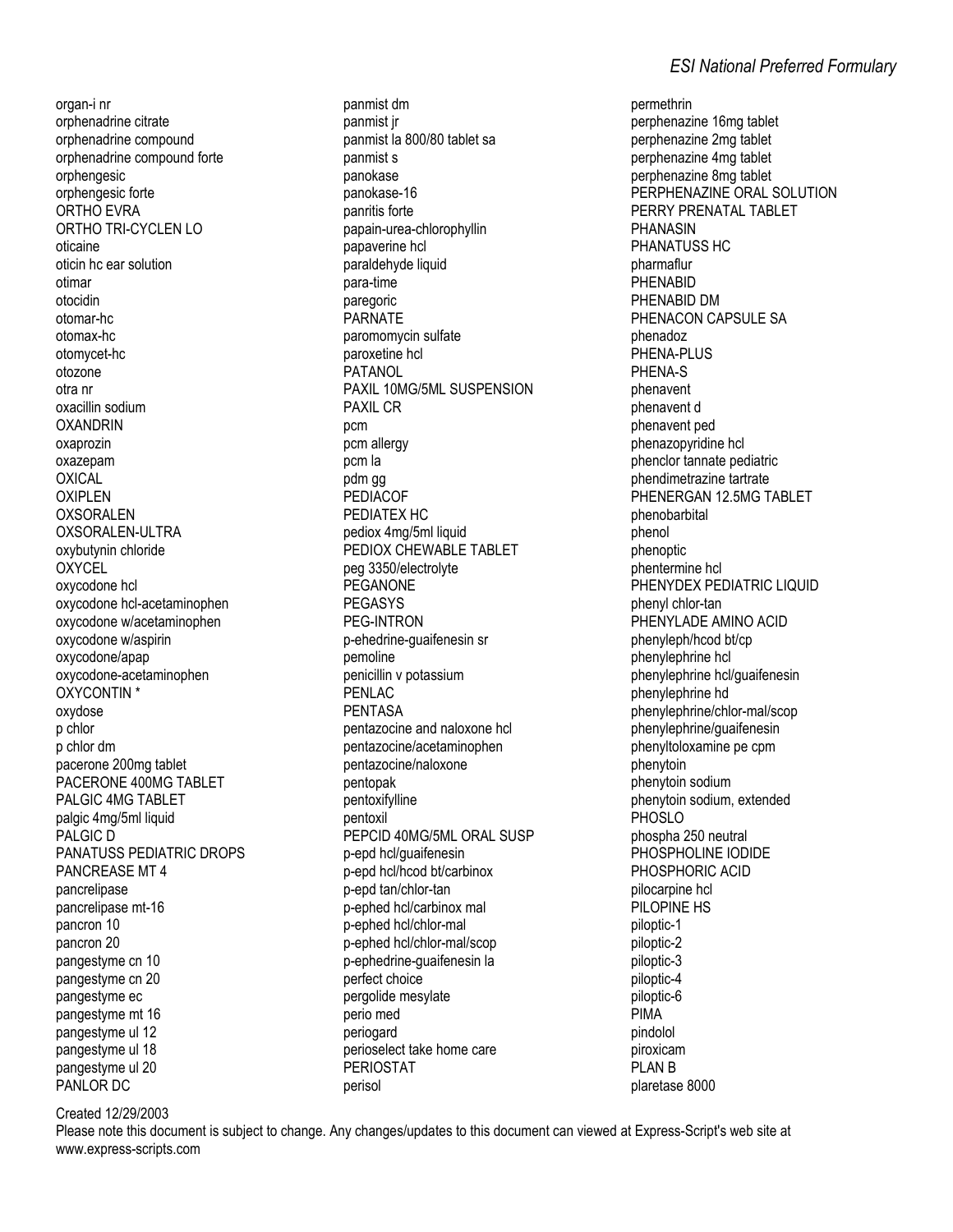organ-i nr
orphenadrine citrate
orphenadrine compound
orphenadrine compound forte
orphengesic
orphengesic forte
ORTHO EVRA
ORTHO TRI-CYCLEN LO
oticaine
oticin hc ear solution
otimar
otocidin
otomar-hc
otomax-hc
otomycet-hc
otozone
otra nr
oxacillin sodium
OXANDRIN
oxaprozin
oxazepam
OXICAL
OXIPLEN
OXSORALEN
OXSORALEN-ULTRA
oxybutynin chloride
OXYCEL
oxycodone hcl
oxycodone hcl-acetaminophen
oxycodone w/acetaminophen
oxycodone w/aspirin
oxycodone/apap
oxycodone-acetaminophen
OXYCONTIN *
oxydose
p chlor
p chlor dm
pacerone 200mg tablet
PACERONE 400MG TABLET
PALGIC 4MG TABLET
palgic 4mg/5ml liquid
PALGIC D
PANATUSS PEDIATRIC DROPS
PANCREASE MT 4
pancrelipase
pancrelipase mt-16
pancron 10
pancron 20
pangestyme cn 10
pangestyme cn 20
pangestyme ec
pangestyme mt 16
pangestyme ul 12
pangestyme ul 18
pangestyme ul 20
PANLOR DC
panmist dm
panmist jr
panmist la 800/80 tablet sa
panmist s
panokase
panokase-16
panritis forte
papain-urea-chlorophyllin
papaverine hcl
paraldehyde liquid
para-time
paregoric
PARNATE
paromomycin sulfate
paroxetine hcl
PATANOL
PAXIL 10MG/5ML SUSPENSION
PAXIL CR
pcm
pcm allergy
pcm la
pdm gg
PEDIACOF
PEDIATEX HC
pediox 4mg/5ml liquid
PEDIOX CHEWABLE TABLET
peg 3350/electrolyte
PEGANONE
PEGASYS
PEG-INTRON
p-ehedrine-guaifenesin sr
pemoline
penicillin v potassium
PENLAC
PENTASA
pentazocine and naloxone hcl
pentazocine/acetaminophen
pentazocine/naloxone
pentopak
pentoxifylline
pentoxil
PEPCID 40MG/5ML ORAL SUSP
p-epd hcl/guaifenesin
p-epd hcl/hcod bt/carbinox
p-epd tan/chlor-tan
p-ephed hcl/carbinox mal
p-ephed hcl/chlor-mal
p-ephed hcl/chlor-mal/scop
p-ephedrine-guaifenesin la
perfect choice
pergolide mesylate
perio med
periogard
perioselect take home care
PERIOSTAT
perisol
permethrin
perphenazine 16mg tablet
perphenazine 2mg tablet
perphenazine 4mg tablet
perphenazine 8mg tablet
PERPHENAZINE ORAL SOLUTION
PERRY PRENATAL TABLET
PHANASIN
PHANATUSS HC
pharmaflur
PHENABID
PHENABID DM
PHENACON CAPSULE SA
phenadoz
PHENA-PLUS
PHENA-S
phenavent
phenavent d
phenavent ped
phenazopyridine hcl
phenclor tannate pediatric
phendimetrazine tartrate
PHENERGAN 12.5MG TABLET
phenobarbital
phenol
phenoptic
phentermine hcl
PHENYDEX PEDIATRIC LIQUID
phenyl chlor-tan
PHENYLADE AMINO ACID
phenyleph/hcod bt/cp
phenylephrine hcl
phenylephrine hcl/guaifenesin
phenylephrine hd
phenylephrine/chlor-mal/scop
phenylephrine/guaifenesin
phenyltoloxamine pe cpm
phenytoin
phenytoin sodium
phenytoin sodium, extended
PHOSLO
phospha 250 neutral
PHOSPHOLINE IODIDE
PHOSPHORIC ACID
pilocarpine hcl
PILOPINE HS
piloptic-1
piloptic-2
piloptic-3
piloptic-4
piloptic-6
PIMA
pindolol
piroxicam
PLAN B
plaretase 8000

Created 12/29/2003
Please note this document is subject to change. Any changes/updates to this document can viewed at Express-Script's web site at www.express-scripts.com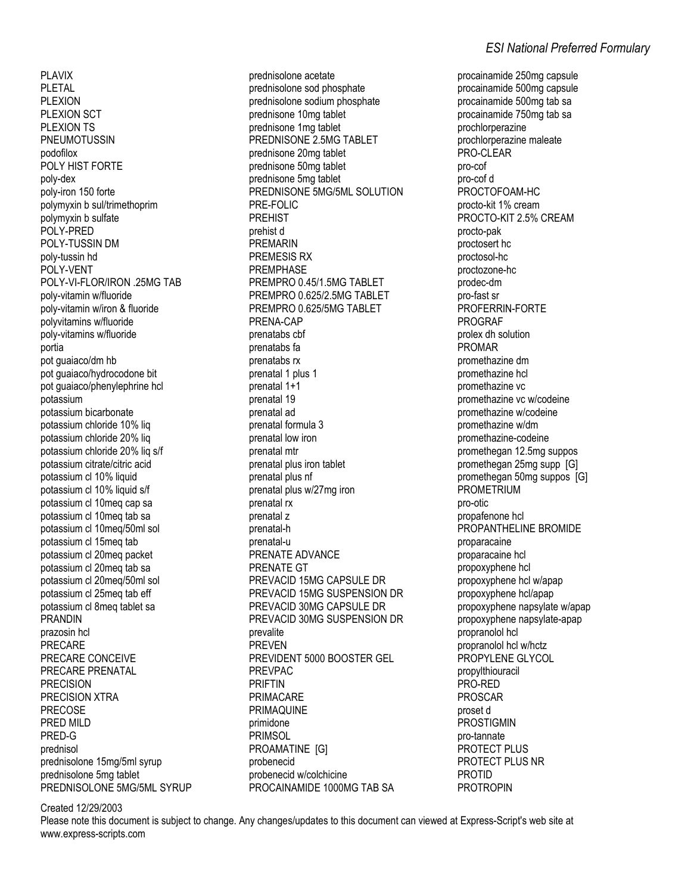PLAVIX
PLETAL
PLEXION
PLEXION SCT
PLEXION TS
PNEUMOTUSSIN
podofilox
POLY HIST FORTE
poly-dex
poly-iron 150 forte
polymyxin b sul/trimethoprim
polymyxin b sulfate
POLY-PRED
POLY-TUSSIN DM
poly-tussin hd
POLY-VENT
POLY-VI-FLOR/IRON .25MG TAB
poly-vitamin w/fluoride
poly-vitamin w/iron & fluoride
polyvitamins w/fluoride
poly-vitamins w/fluoride
portia
pot guaiaco/dm hb
pot guaiaco/hydrocodone bit
pot guaiaco/phenylephrine hcl
potassium
potassium bicarbonate
potassium chloride 10% liq
potassium chloride 20% liq
potassium chloride 20% liq s/f
potassium citrate/citric acid
potassium cl 10% liquid
potassium cl 10% liquid s/f
potassium cl 10meq cap sa
potassium cl 10meq tab sa
potassium cl 10meq/50ml sol
potassium cl 15meq tab
potassium cl 20meq packet
potassium cl 20meq tab sa
potassium cl 20meq/50ml sol
potassium cl 25meq tab eff
potassium cl 8meq tablet sa
PRANDIN
prazosin hcl
PRECARE
PRECARE CONCEIVE
PRECARE PRENATAL
PRECISION
PRECISION XTRA
PRECOSE
PRED MILD
PRED-G
prednisol
prednisolone 15mg/5ml syrup
prednisolone 5mg tablet
PREDNISOLONE 5MG/5ML SYRUP
prednisolone acetate
prednisolone sod phosphate
prednisolone sodium phosphate
prednisone 10mg tablet
prednisone 1mg tablet
PREDNISONE 2.5MG TABLET
prednisone 20mg tablet
prednisone 50mg tablet
prednisone 5mg tablet
PREDNISONE 5MG/5ML SOLUTION
PRE-FOLIC
PREHIST
prehist d
PREMARIN
PREMESIS RX
PREMPHASE
PREMPRO 0.45/1.5MG TABLET
PREMPRO 0.625/2.5MG TABLET
PREMPRO 0.625/5MG TABLET
PRENA-CAP
prenatabs cbf
prenatabs fa
prenatabs rx
prenatal 1 plus 1
prenatal 1+1
prenatal 19
prenatal ad
prenatal formula 3
prenatal low iron
prenatal mtr
prenatal plus iron tablet
prenatal plus nf
prenatal plus w/27mg iron
prenatal rx
prenatal z
prenatal-h
prenatal-u
PRENATE ADVANCE
PRENATE GT
PREVACID 15MG CAPSULE DR
PREVACID 15MG SUSPENSION DR
PREVACID 30MG CAPSULE DR
PREVACID 30MG SUSPENSION DR
prevalite
PREVEN
PREVIDENT 5000 BOOSTER GEL
PREVPAC
PRIFTIN
PRIMACARE
PRIMAQUINE
primidone
PRIMSOL
PROAMATINE [G]
probenecid
probenecid w/colchicine
PROCAINAMIDE 1000MG TAB SA
procainamide 250mg capsule
procainamide 500mg capsule
procainamide 500mg tab sa
procainamide 750mg tab sa
prochlorperazine
prochlorperazine maleate
PRO-CLEAR
pro-cof
pro-cof d
PROCTOFOAM-HC
procto-kit 1% cream
PROCTO-KIT 2.5% CREAM
procto-pak
proctosert hc
proctosol-hc
proctozone-hc
prodec-dm
pro-fast sr
PROFERRIN-FORTE
PROGRAF
prolex dh solution
PROMAR
promethazine dm
promethazine hcl
promethazine vc
promethazine vc w/codeine
promethazine w/codeine
promethazine w/dm
promethazine-codeine
promethegan 12.5mg suppos
promethegan 25mg supp [G]
promethegan 50mg suppos [G]
PROMETRIUM
pro-otic
propafenone hcl
PROPANTHELINE BROMIDE
proparacaine
proparacaine hcl
propoxyphene hcl
propoxyphene hcl w/apap
propoxyphene hcl/apap
propoxyphene napsylate w/apap
propoxyphene napsylate-apap
propranolol hcl
propranolol hcl w/hctz
PROPYLENE GLYCOL
propylthiouracil
PRO-RED
PROSCAR
proset d
PROSTIGMIN
pro-tannate
PROTECT PLUS
PROTECT PLUS NR
PROTID
PROTROPIN

Created 12/29/2003
Please note this document is subject to change. Any changes/updates to this document can viewed at Express-Script's web site at www.express-scripts.com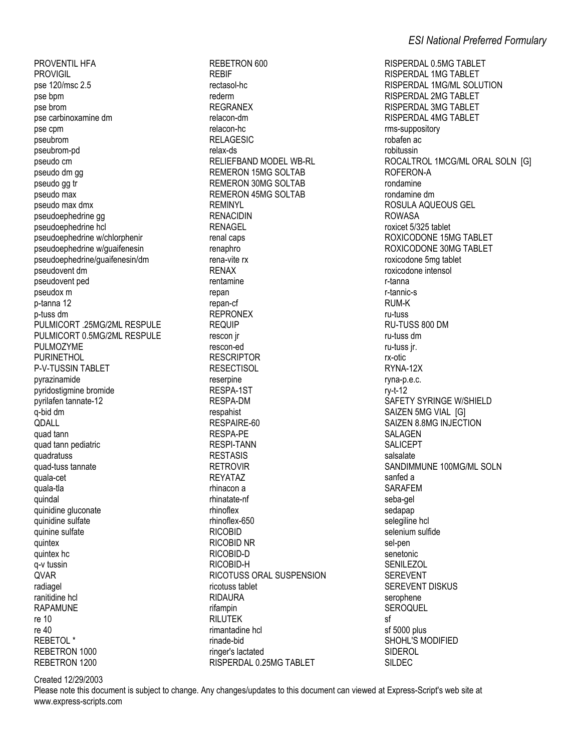PROVENTIL HFA
PROVIGIL
pse 120/msc 2.5
pse bpm
pse brom
pse carbinoxamine dm
pse cpm
pseubrom
pseubrom-pd
pseudo cm
pseudo dm gg
pseudo gg tr
pseudo max
pseudo max dmx
pseudoephedrine gg
pseudoephedrine hcl
pseudoephedrine w/chlorphenir
pseudoephedrine w/guaifenesin
pseudoephedrine/guaifenesin/dm
pseudovent dm
pseudovent ped
pseudox m
p-tanna 12
p-tuss dm
PULMICORT .25MG/2ML RESPULE
PULMICORT 0.5MG/2ML RESPULE
PULMOZYME
PURINETHOL
P-V-TUSSIN TABLET
pyrazinamide
pyridostigmine bromide
pyrilafen tannate-12
q-bid dm
QDALL
quad tann
quad tann pediatric
quadratuss
quad-tuss tannate
quala-cet
quala-tla
quindal
quinidine gluconate
quinidine sulfate
quinine sulfate
quintex
quintex hc
q-v tussin
QVAR
radiagel
ranitidine hcl
RAPAMUNE
re 10
re 40
REBETOL *
REBETRON 1000
REBETRON 1200
REBETRON 600
REBIF
rectasol-hc
rederm
REGRANEX
relacon-dm
relacon-hc
RELAGESIC
relax-ds
RELIEFBAND MODEL WB-RL
REMERON 15MG SOLTAB
REMERON 30MG SOLTAB
REMERON 45MG SOLTAB
REMINYL
RENACIDIN
RENAGEL
renal caps
renaphro
rena-vite rx
RENAX
rentamine
repan
repan-cf
REPRONEX
REQUIP
rescon jr
rescon-ed
RESCRIPTOR
RESECTISOL
reserpine
RESPA-1ST
RESPA-DM
respahist
RESPAIRE-60
RESPA-PE
RESPI-TANN
RESTASIS
RETROVIR
REYATAZ
rhinacon a
rhinatate-nf
rhinoflex
rhinoflex-650
RICOBID
RICOBID NR
RICOBID-D
RICOBID-H
RICOTUSS ORAL SUSPENSION
ricotuss tablet
RIDAURA
rifampin
RILUTEK
rimantadine hcl
rinade-bid
ringer's lactated
RISPERDAL 0.25MG TABLET
RISPERDAL 0.5MG TABLET
RISPERDAL 1MG TABLET
RISPERDAL 1MG/ML SOLUTION
RISPERDAL 2MG TABLET
RISPERDAL 3MG TABLET
RISPERDAL 4MG TABLET
rms-suppository
robafen ac
robitussin
ROCALTROL 1MCG/ML ORAL SOLN [G]
ROFERON-A
rondamine
rondamine dm
ROSULA AQUEOUS GEL
ROWASA
roxicet 5/325 tablet
ROXICODONE 15MG TABLET
ROXICODONE 30MG TABLET
roxicodone 5mg tablet
roxicodone intensol
r-tanna
r-tannic-s
RUM-K
ru-tuss
RU-TUSS 800 DM
ru-tuss dm
ru-tuss jr.
rx-otic
RYNA-12X
ryna-p.e.c.
ry-t-12
SAFETY SYRINGE W/SHIELD
SAIZEN 5MG VIAL [G]
SAIZEN 8.8MG INJECTION
SALAGEN
SALICEPT
salsalate
SANDIMMUNE 100MG/ML SOLN
sanfed a
SARAFEM
seba-gel
sedapap
selegiline hcl
selenium sulfide
sel-pen
senetonic
SENILEZOL
SEREVENT
SEREVENT DISKUS
serophene
SEROQUEL
sf
sf 5000 plus
SHOHL'S MODIFIED
SIDEROL
SILDEC

Created 12/29/2003
Please note this document is subject to change. Any changes/updates to this document can viewed at Express-Script's web site at www.express-scripts.com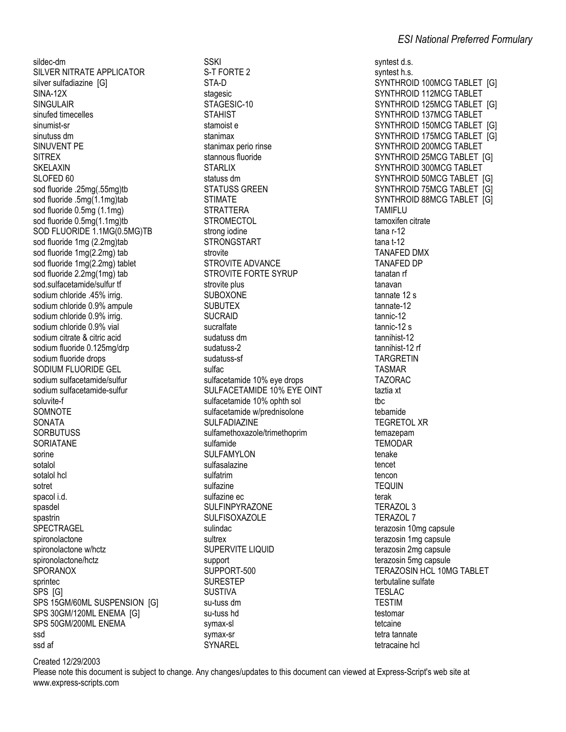sildec-dm
SILVER NITRATE APPLICATOR
silver sulfadiazine [G]
SINA-12X
SINGULAIR
sinufed timecelles
sinumist-sr
sinutuss dm
SINUVENT PE
SITREX
SKELAXIN
SLOFED 60
sod fluoride .25mg(.55mg)tb
sod fluoride .5mg(1.1mg)tab
sod fluoride 0.5mg (1.1mg)
sod fluoride 0.5mg(1.1mg)tb
SOD FLUORIDE 1.1MG(0.5MG)TB
sod fluoride 1mg (2.2mg)tab
sod fluoride 1mg(2.2mg) tab
sod fluoride 1mg(2.2mg) tablet
sod fluoride 2.2mg(1mg) tab
sod.sulfacetamide/sulfur tf
sodium chloride .45% irrig.
sodium chloride 0.9% ampule
sodium chloride 0.9% irrig.
sodium chloride 0.9% vial
sodium citrate & citric acid
sodium fluoride 0.125mg/drp
sodium fluoride drops
SODIUM FLUORIDE GEL
sodium sulfacetamide/sulfur
sodium sulfacetamide-sulfur
soluvite-f
SOMNOTE
SONATA
SORBUTUSS
SORIATANE
sorine
sotalol
sotalol hcl
sotret
spacol i.d.
spasdel
spastrin
SPECTRAGEL
spironolactone
spironolactone w/hctz
spironolactone/hctz
SPORANOX
sprintec
SPS [G]
SPS 15GM/60ML SUSPENSION [G]
SPS 30GM/120ML ENEMA [G]
SPS 50GM/200ML ENEMA
ssd
ssd af
SSKI
S-T FORTE 2
STA-D
stagesic
STAGESIC-10
STAHIST
stamoist e
stanimax
stanimax perio rinse
stannous fluoride
STARLIX
statuss dm
STATUSS GREEN
STIMATE
STRATTERA
STROMECTOL
strong iodine
STRONGSTART
strovite
STROVITE ADVANCE
STROVITE FORTE SYRUP
strovite plus
SUBOXONE
SUBUTEX
SUCRAID
sucralfate
sudatuss dm
sudatuss-2
sudatuss-sf
sulfac
sulfacetamide 10% eye drops
SULFACETAMIDE 10% EYE OINT
sulfacetamide 10% ophth sol
sulfacetamide w/prednisolone
SULFADIAZINE
sulfamethoxazole/trimethoprim
sulfamide
SULFAMYLON
sulfasalazine
sulfatrim
sulfazine
sulfazine ec
SULFINPYRAZONE
SULFISOXAZOLE
sulindac
sultrex
SUPERVITE LIQUID
support
SUPPORT-500
SURESTEP
SUSTIVA
su-tuss dm
su-tuss hd
symax-sl
symax-sr
SYNAREL
syntest d.s.
syntest h.s.
SYNTHROID 100MCG TABLET [G]
SYNTHROID 112MCG TABLET
SYNTHROID 125MCG TABLET [G]
SYNTHROID 137MCG TABLET
SYNTHROID 150MCG TABLET [G]
SYNTHROID 175MCG TABLET [G]
SYNTHROID 200MCG TABLET
SYNTHROID 25MCG TABLET [G]
SYNTHROID 300MCG TABLET
SYNTHROID 50MCG TABLET [G]
SYNTHROID 75MCG TABLET [G]
SYNTHROID 88MCG TABLET [G]
TAMIFLU
tamoxifen citrate
tana r-12
tana t-12
TANAFED DMX
TANAFED DP
tanatan rf
tanavan
tannate 12 s
tannate-12
tannic-12
tannic-12 s
tannihist-12
tannihist-12 rf
TARGRETIN
TASMAR
TAZORAC
taztia xt
tbc
tebamide
TEGRETOL XR
temazepam
TEMODAR
tenake
tencet
tencon
TEQUIN
terak
TERAZOL 3
TERAZOL 7
terazosin 10mg capsule
terazosin 1mg capsule
terazosin 2mg capsule
terazosin 5mg capsule
TERAZOSIN HCL 10MG TABLET
terbutaline sulfate
TESLAC
TESTIM
testomar
tetcaine
tetra tannate
tetracaine hcl

Created 12/29/2003
Please note this document is subject to change. Any changes/updates to this document can viewed at Express-Script's web site at www.express-scripts.com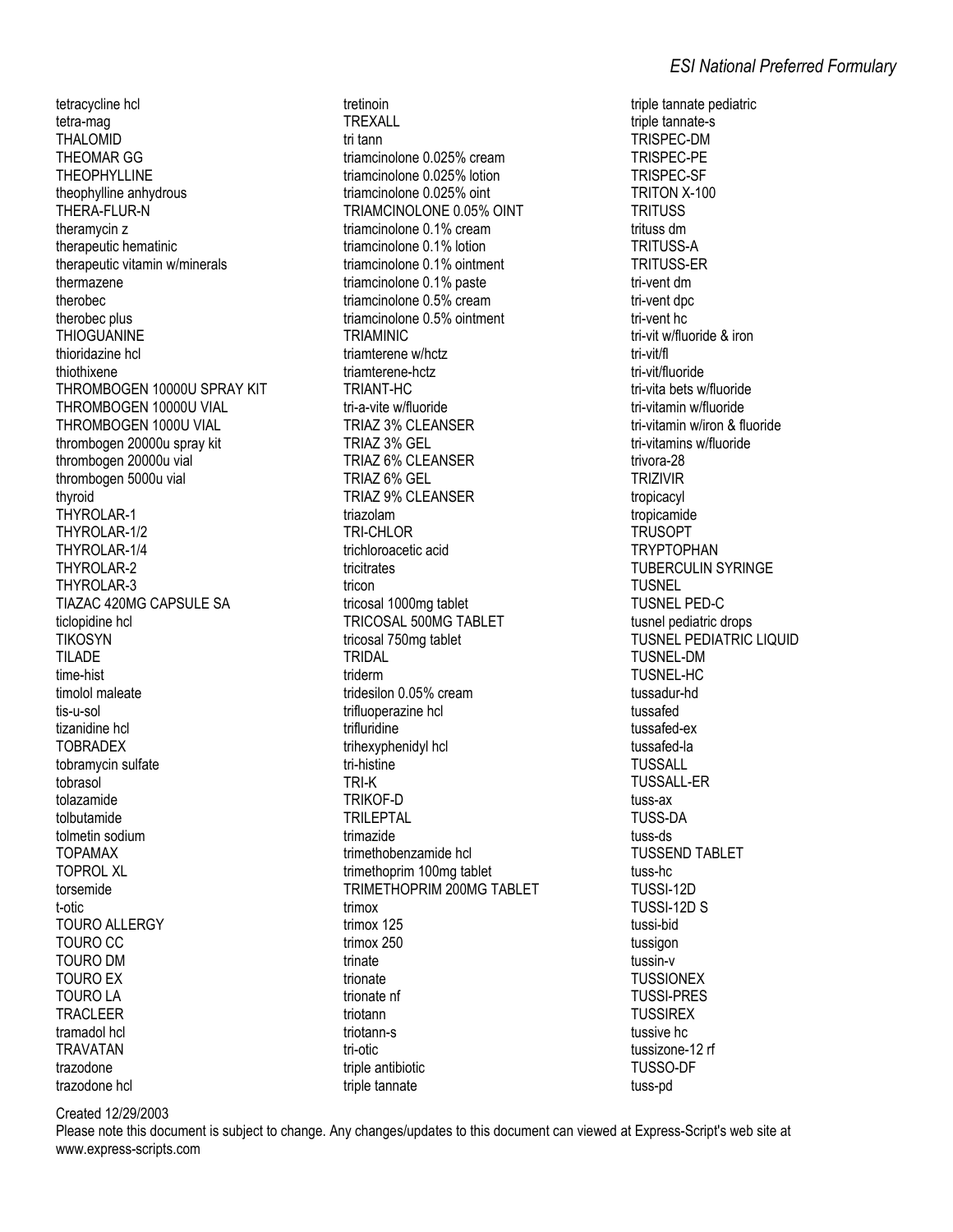tetracycline hcl
tetra-mag
THALOMID
THEOMAR GG
THEOPHYLLINE
theophylline anhydrous
THERA-FLUR-N
theramycin z
therapeutic hematinic
therapeutic vitamin w/minerals
thermazene
therobec
therobec plus
THIOGUANINE
thioridazine hcl
thiothixene
THROMBOGEN 10000U SPRAY KIT
THROMBOGEN 10000U VIAL
THROMBOGEN 1000U VIAL
thrombogen 20000u spray kit
thrombogen 20000u vial
thrombogen 5000u vial
thyroid
THYROLAR-1
THYROLAR-1/2
THYROLAR-1/4
THYROLAR-2
THYROLAR-3
TIAZAC 420MG CAPSULE SA
ticlopidine hcl
TIKOSYN
TILADE
time-hist
timolol maleate
tis-u-sol
tizanidine hcl
TOBRADEX
tobramycin sulfate
tobrasol
tolazamide
tolbutamide
tolmetin sodium
TOPAMAX
TOPROL XL
torsemide
t-otic
TOURO ALLERGY
TOURO CC
TOURO DM
TOURO EX
TOURO LA
TRACLEER
tramadol hcl
TRAVATAN
trazodone
trazodone hcl
tretinoin
TREXALL
tri tann
triamcinolone 0.025% cream
triamcinolone 0.025% lotion
triamcinolone 0.025% oint
TRIAMCINOLONE 0.05% OINT
triamcinolone 0.1% cream
triamcinolone 0.1% lotion
triamcinolone 0.1% ointment
triamcinolone 0.1% paste
triamcinolone 0.5% cream
triamcinolone 0.5% ointment
TRIAMINIC
triamterene w/hctz
triamterene-hctz
TRIANT-HC
tri-a-vite w/fluoride
TRIAZ 3% CLEANSER
TRIAZ 3% GEL
TRIAZ 6% CLEANSER
TRIAZ 6% GEL
TRIAZ 9% CLEANSER
triazolam
TRI-CHLOR
trichloroacetic acid
tricitrates
tricon
tricosal 1000mg tablet
TRICOSAL 500MG TABLET
tricosal 750mg tablet
TRIDAL
triderm
tridesilon 0.05% cream
trifluoperazine hcl
trifluridine
trihexyphenidyl hcl
tri-histine
TRI-K
TRIKOF-D
TRILEPTAL
trimazide
trimethobenzamide hcl
trimethoprim 100mg tablet
TRIMETHOPRIM 200MG TABLET
trimox
trimox 125
trimox 250
trinate
trionate
trionate nf
triotann
triotann-s
tri-otic
triple antibiotic
triple tannate
triple tannate pediatric
triple tannate-s
TRISPEC-DM
TRISPEC-PE
TRISPEC-SF
TRITON X-100
TRITUSS
trituss dm
TRITUSS-A
TRITUSS-ER
tri-vent dm
tri-vent dpc
tri-vent hc
tri-vit w/fluoride & iron
tri-vit/fl
tri-vit/fluoride
tri-vita bets w/fluoride
tri-vitamin w/fluoride
tri-vitamin w/iron & fluoride
tri-vitamins w/fluoride
trivora-28
TRIZIVIR
tropicacyl
tropicamide
TRUSOPT
TRYPTOPHAN
TUBERCULIN SYRINGE
TUSNEL
TUSNEL PED-C
tusnel pediatric drops
TUSNEL PEDIATRIC LIQUID
TUSNEL-DM
TUSNEL-HC
tussadur-hd
tussafed
tussafed-ex
tussafed-la
TUSSALL
TUSSALL-ER
tuss-ax
TUSS-DA
tuss-ds
TUSSEND TABLET
tuss-hc
TUSSI-12D
TUSSI-12D S
tussi-bid
tussigon
tussin-v
TUSSIONEX
TUSSI-PRES
TUSSIREX
tussive hc
tussizone-12 rf
TUSSO-DF
tuss-pd

Created 12/29/2003
Please note this document is subject to change. Any changes/updates to this document can viewed at Express-Script's web site at www.express-scripts.com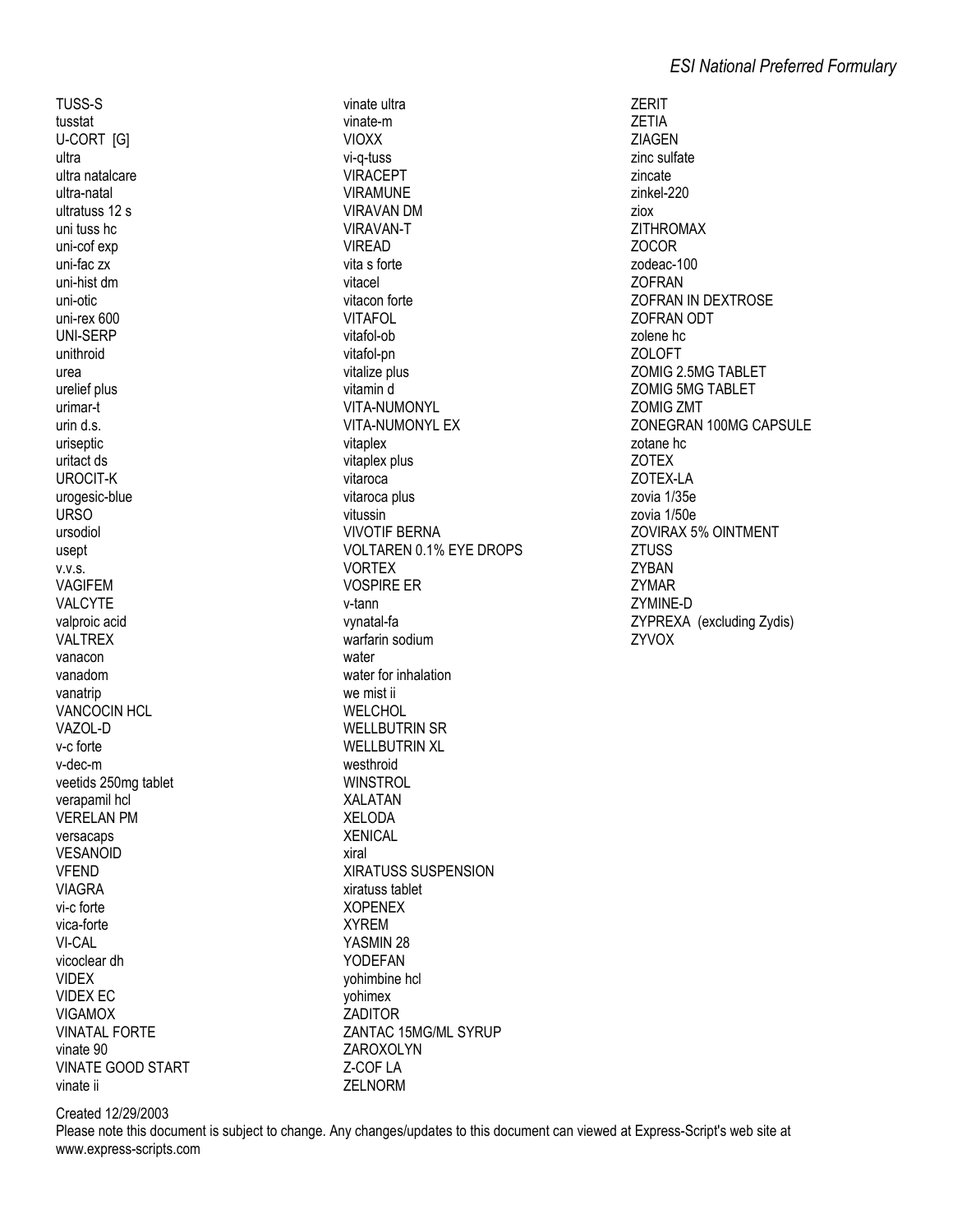TUSS-S
tusstat
U-CORT [G]
ultra
ultra natalcare
ultra-natal
ultratuss 12 s
uni tuss hc
uni-cof exp
uni-fac zx
uni-hist dm
uni-otic
uni-rex 600
UNI-SERP
unithroid
urea
urelief plus
urimar-t
urin d.s.
uriseptic
uritact ds
UROCIT-K
urogesic-blue
URSO
ursodiol
usept
v.v.s.
VAGIFEM
VALCYTE
valproic acid
VALTREX
vanacon
vanadom
vanatrip
VANCOCIN HCL
VAZOL-D
v-c forte
v-dec-m
veetids 250mg tablet
verapamil hcl
VERELAN PM
versacaps
VESANOID
VFEND
VIAGRA
vi-c forte
vica-forte
VI-CAL
vicoclear dh
VIDEX
VIDEX EC
VIGAMOX
VINATAL FORTE
vinate 90
VINATE GOOD START
vinate ii
vinate ultra
vinate-m
VIOXX
vi-q-tuss
VIRACEPT
VIRAMUNE
VIRAVAN DM
VIRAVAN-T
VIREAD
vita s forte
vitacel
vitacon forte
VITAFOL
vitafol-ob
vitafol-pn
vitalize plus
vitamin d
VITA-NUMONYL
VITA-NUMONYL EX
vitaplex
vitaplex plus
vitaroca
vitaroca plus
vitussin
VIVOTIF BERNA
VOLTAREN 0.1% EYE DROPS
VORTEX
VOSPIRE ER
v-tann
vynatal-fa
warfarin sodium
water
water for inhalation
we mist ii
WELCHOL
WELLBUTRIN SR
WELLBUTRIN XL
westhroid
WINSTROL
XALATAN
XELODA
XENICAL
xiral
XIRATUSS SUSPENSION
xiratuss tablet
XOPENEX
XYREM
YASMIN 28
YODEFAN
yohimbine hcl
yohimex
ZADITOR
ZANTAC 15MG/ML SYRUP
ZAROXOLYN
Z-COF LA
ZELNORM
ZERIT
ZETIA
ZIAGEN
zinc sulfate
zincate
zinkel-220
ziox
ZITHROMAX
ZOCOR
zodeac-100
ZOFRAN
ZOFRAN IN DEXTROSE
ZOFRAN ODT
zolene hc
ZOLOFT
ZOMIG 2.5MG TABLET
ZOMIG 5MG TABLET
ZOMIG ZMT
ZONEGRAN 100MG CAPSULE
zotane hc
ZOTEX
ZOTEX-LA
zovia 1/35e
zovia 1/50e
ZOVIRAX 5% OINTMENT
ZTUSS
ZYBAN
ZYMAR
ZYMINE-D
ZYPREXA (excluding Zydis)
ZYVOX

Created 12/29/2003
Please note this document is subject to change. Any changes/updates to this document can viewed at Express-Script's web site at www.express-scripts.com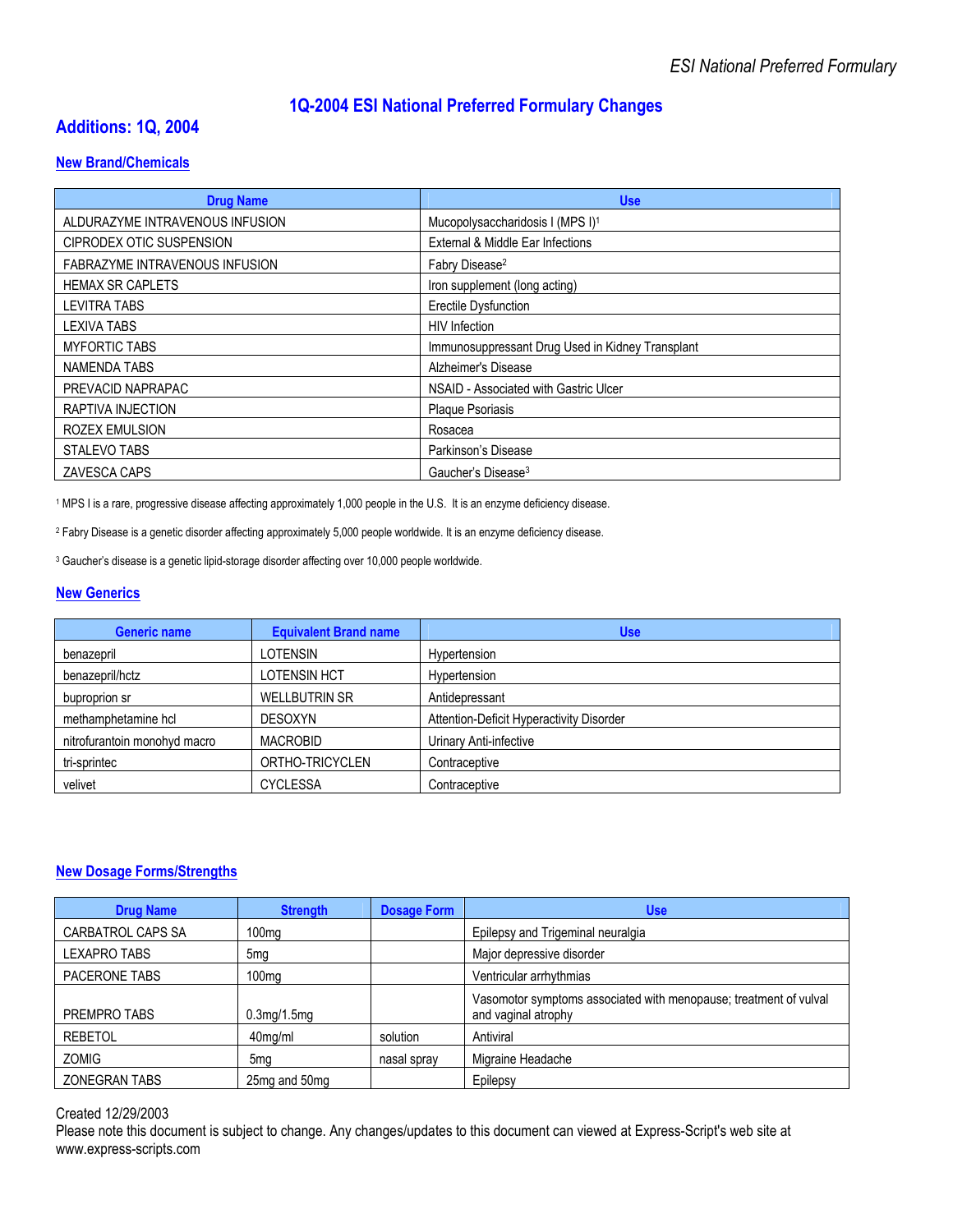# 1Q-2004 ESI National Preferred Formulary Changes

## Additions: 1Q, 2004

### New Brand/Chemicals

| Drug Name | Use |
|---|---|
| ALDURAZYME INTRAVENOUS INFUSION | Mucopolysaccharidosis I (MPS I)[1] |
| CIPRODEX OTIC SUSPENSION | External & Middle Ear Infections |
| FABRAZYME INTRAVENOUS INFUSION | Fabry Disease[2] |
| HEMAX SR CAPLETS | Iron supplement (long acting) |
| LEVITRA TABS | Erectile Dysfunction |
| LEXIVA TABS | HIV Infection |
| MYFORTIC TABS | Immunosuppressant Drug Used in Kidney Transplant |
| NAMENDA TABS | Alzheimer's Disease |
| PREVACID NAPRAPAC | NSAID - Associated with Gastric Ulcer |
| RAPTIVA INJECTION | Plaque Psoriasis |
| ROZEX EMULSION | Rosacea |
| STALEVO TABS | Parkinson's Disease |
| ZAVESCA CAPS | Gaucher's Disease[3] |

[1] MPS I is a rare, progressive disease affecting approximately 1,000 people in the U.S. It is an enzyme deficiency disease.

[2] Fabry Disease is a genetic disorder affecting approximately 5,000 people worldwide. It is an enzyme deficiency disease.

[3] Gaucher's disease is a genetic lipid-storage disorder affecting over 10,000 people worldwide.

### New Generics

| Generic name | Equivalent Brand name | Use |
|---|---|---|
| benazepril | LOTENSIN | Hypertension |
| benazepril/hctz | LOTENSIN HCT | Hypertension |
| buproprion sr | WELLBUTRIN SR | Antidepressant |
| methamphetamine hcl | DESOXYN | Attention-Deficit Hyperactivity Disorder |
| nitrofurantoin monohyd macro | MACROBID | Urinary Anti-infective |
| tri-sprintec | ORTHO-TRICYCLEN | Contraceptive |
| velivet | CYCLESSA | Contraceptive |

### New Dosage Forms/Strengths

| Drug Name | Strength | Dosage Form | Use |
|---|---|---|---|
| CARBATROL CAPS SA | 100mg | | Epilepsy and Trigeminal neuralgia |
| LEXAPRO TABS | 5mg | | Major depressive disorder |
| PACERONE TABS | 100mg | | Ventricular arrhythmias |
| PREMPRO TABS | 0.3mg/1.5mg | | Vasomotor symptoms associated with menopause; treatment of vulval and vaginal atrophy |
| REBETOL | 40mg/ml | solution | Antiviral |
| ZOMIG | 5mg | nasal spray | Migraine Headache |
| ZONEGRAN TABS | 25mg and 50mg | | Epilepsy |

Created 12/29/2003
Please note this document is subject to change. Any changes/updates to this document can viewed at Express-Script's web site at www.express-scripts.com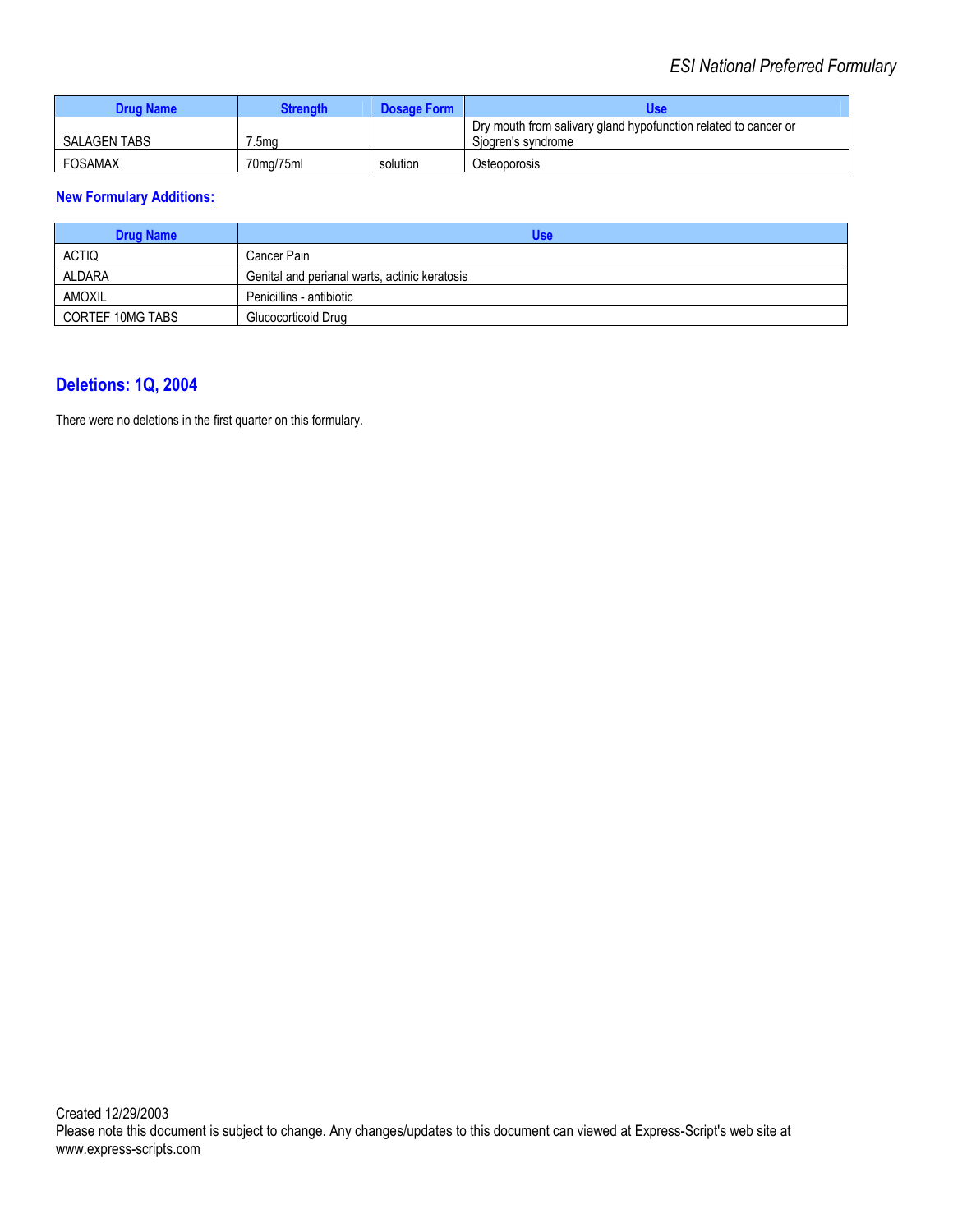| Drug Name | Strength | Dosage Form | Use |
|---|---|---|---|
| SALAGEN TABS | 7.5mg | | Dry mouth from salivary gland hypofunction related to cancer or Sjogren's syndrome |
| FOSAMAX | 70mg/75ml | solution | Osteoporosis |

**New Formulary Additions:**

| Drug Name | Use |
|---|---|
| ACTIQ | Cancer Pain |
| ALDARA | Genital and perianal warts, actinic keratosis |
| AMOXIL | Penicillins - antibiotic |
| CORTEF 10MG TABS | Glucocorticoid Drug |

## Deletions: 1Q, 2004

There were no deletions in the first quarter on this formulary.

Created 12/29/2003
Please note this document is subject to change. Any changes/updates to this document can viewed at Express-Script's web site at www.express-scripts.com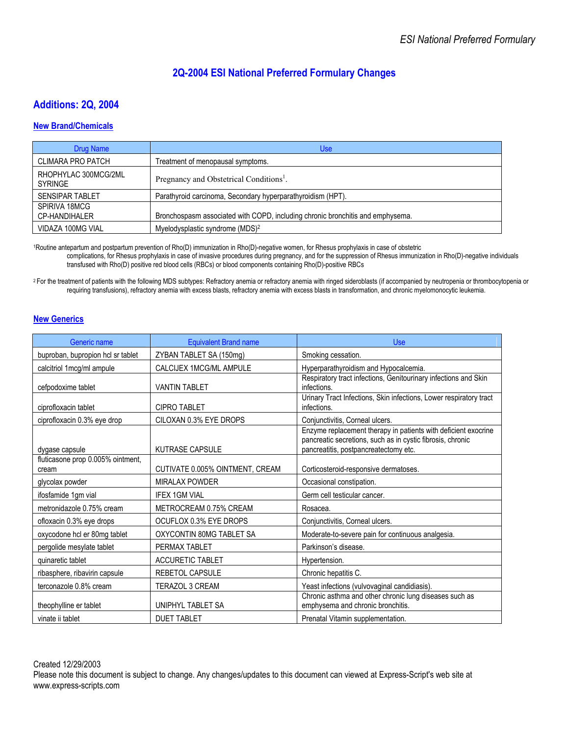# 2Q-2004 ESI National Preferred Formulary Changes

## Additions: 2Q, 2004

### New Brand/Chemicals

| Drug Name | Use |
|---|---|
| CLIMARA PRO PATCH | Treatment of menopausal symptoms. |
| RHOPHYLAC 300MCG/2ML SYRINGE | Pregnancy and Obstetrical Conditions[1]. |
| SENSIPAR TABLET | Parathyroid carcinoma, Secondary hyperparathyroidism (HPT). |
| SPIRIVA 18MCG CP-HANDIHALER | Bronchospasm associated with COPD, including chronic bronchitis and emphysema. |
| VIDAZA 100MG VIAL | Myelodysplastic syndrome (MDS)[2] |

[1]Routine antepartum and postpartum prevention of Rho(D) immunization in Rho(D)-negative women, for Rhesus prophylaxis in case of obstetric complications, for Rhesus prophylaxis in case of invasive procedures during pregnancy, and for the suppression of Rhesus immunization in Rho(D)-negative individuals transfused with Rho(D) positive red blood cells (RBCs) or blood components containing Rho(D)-positive RBCs

[2] For the treatment of patients with the following MDS subtypes: Refractory anemia or refractory anemia with ringed sideroblasts (if accompanied by neutropenia or thrombocytopenia or requiring transfusions), refractory anemia with excess blasts, refractory anemia with excess blasts in transformation, and chronic myelomonocytic leukemia.

### New Generics

| Generic name | Equivalent Brand name | Use |
|---|---|---|
| buproban, bupropion hcl sr tablet | ZYBAN TABLET SA (150mg) | Smoking cessation. |
| calcitriol 1mcg/ml ampule | CALCIJEX 1MCG/ML AMPULE | Hyperparathyroidism and Hypocalcemia. |
| cefpodoxime tablet | VANTIN TABLET | Respiratory tract infections, Genitourinary infections and Skin infections. |
| ciprofloxacin tablet | CIPRO TABLET | Urinary Tract Infections, Skin infections, Lower respiratory tract infections. |
| ciprofloxacin 0.3% eye drop | CILOXAN 0.3% EYE DROPS | Conjunctivitis, Corneal ulcers. |
| dygase capsule | KUTRASE CAPSULE | Enzyme replacement therapy in patients with deficient exocrine pancreatic secretions, such as in cystic fibrosis, chronic pancreatitis, postpancreatectomy etc. |
| fluticasone prop 0.005% ointment, cream | CUTIVATE 0.005% OINTMENT, CREAM | Corticosteroid-responsive dermatoses. |
| glycolax powder | MIRALAX POWDER | Occasional constipation. |
| ifosfamide 1gm vial | IFEX 1GM VIAL | Germ cell testicular cancer. |
| metronidazole 0.75% cream | METROCREAM 0.75% CREAM | Rosacea. |
| ofloxacin 0.3% eye drops | OCUFLOX 0.3% EYE DROPS | Conjunctivitis, Corneal ulcers. |
| oxycodone hcl er 80mg tablet | OXYCONTIN 80MG TABLET SA | Moderate-to-severe pain for continuous analgesia. |
| pergolide mesylate tablet | PERMAX TABLET | Parkinson's disease. |
| quinaretic tablet | ACCURETIC TABLET | Hypertension. |
| ribasphere, ribavirin capsule | REBETOL CAPSULE | Chronic hepatitis C. |
| terconazole 0.8% cream | TERAZOL 3 CREAM | Yeast infections (vulvovaginal candidiasis). |
| theophylline er tablet | UNIPHYL TABLET SA | Chronic asthma and other chronic lung diseases such as emphysema and chronic bronchitis. |
| vinate ii tablet | DUET TABLET | Prenatal Vitamin supplementation. |

Created 12/29/2003
Please note this document is subject to change. Any changes/updates to this document can viewed at Express-Script's web site at www.express-scripts.com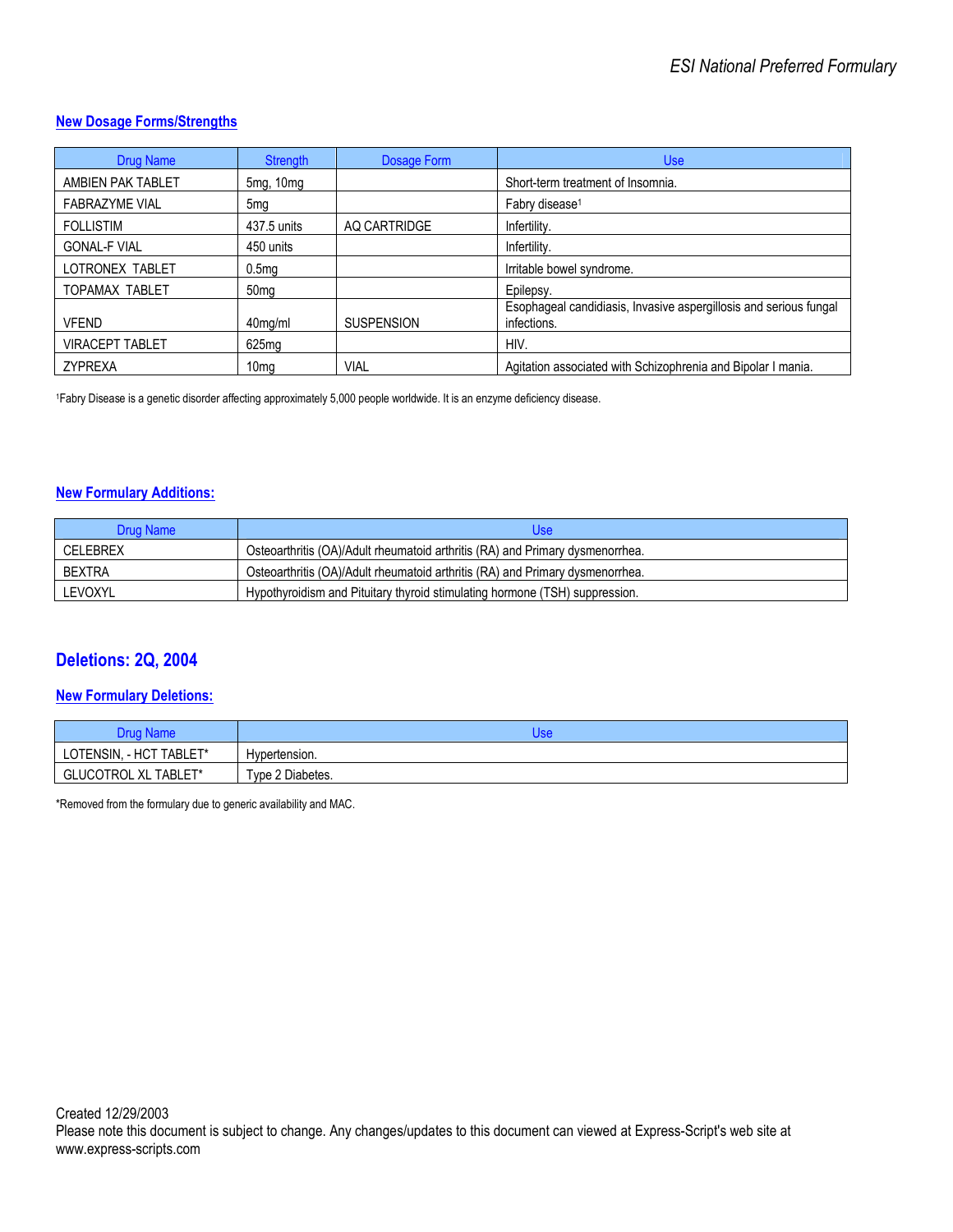## New Dosage Forms/Strengths

| Drug Name | Strength | Dosage Form | Use |
| --- | --- | --- | --- |
| AMBIEN PAK TABLET | 5mg, 10mg | | Short-term treatment of Insomnia. |
| FABRAZYME VIAL | 5mg | | Fabry disease[1] |
| FOLLISTIM | 437.5 units | AQ CARTRIDGE | Infertility. |
| GONAL-F VIAL | 450 units | | Infertility. |
| LOTRONEX TABLET | 0.5mg | | Irritable bowel syndrome. |
| TOPAMAX TABLET | 50mg | | Epilepsy. |
| VFEND | 40mg/ml | SUSPENSION | Esophageal candidiasis, Invasive aspergillosis and serious fungal infections. |
| VIRACEPT TABLET | 625mg | | HIV. |
| ZYPREXA | 10mg | VIAL | Agitation associated with Schizophrenia and Bipolar I mania. |

[1]Fabry Disease is a genetic disorder affecting approximately 5,000 people worldwide. It is an enzyme deficiency disease.

## New Formulary Additions:

| Drug Name | Use |
| --- | --- |
| CELEBREX | Osteoarthritis (OA)/Adult rheumatoid arthritis (RA) and Primary dysmenorrhea. |
| BEXTRA | Osteoarthritis (OA)/Adult rheumatoid arthritis (RA) and Primary dysmenorrhea. |
| LEVOXYL | Hypothyroidism and Pituitary thyroid stimulating hormone (TSH) suppression. |

# Deletions: 2Q, 2004

## New Formulary Deletions:

| Drug Name | Use |
| --- | --- |
| LOTENSIN, - HCT TABLET* | Hypertension. |
| GLUCOTROL XL TABLET* | Type 2 Diabetes. |

*Removed from the formulary due to generic availability and MAC.

Created 12/29/2003
Please note this document is subject to change. Any changes/updates to this document can viewed at Express-Script's web site at www.express-scripts.com